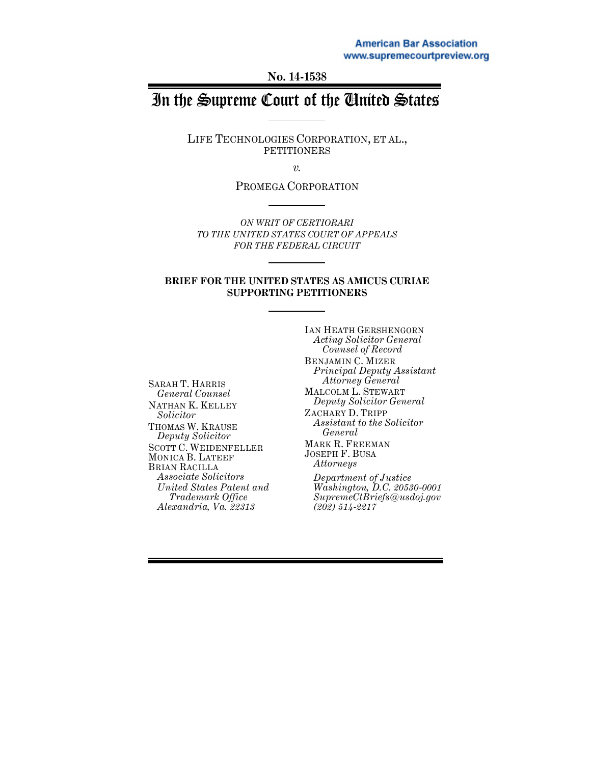American Bar Association
www.supremecourtpreview.org

No. 14-1538

# In the Supreme Court of the United States

LIFE TECHNOLOGIES CORPORATION, ET AL., PETITIONERS

*v.*

PROMEGA CORPORATION

*ON WRIT OF CERTIORARI TO THE UNITED STATES COURT OF APPEALS FOR THE FEDERAL CIRCUIT*

**BRIEF FOR THE UNITED STATES AS AMICUS CURIAE SUPPORTING PETITIONERS**

SARAH T. HARRIS
*General Counsel*
NATHAN K. KELLEY
*Solicitor*
THOMAS W. KRAUSE
*Deputy Solicitor*
SCOTT C. WEIDENFELLER
MONICA B. LATEEF
BRIAN RACILLA
*Associate Solicitors*
*United States Patent and Trademark Office*
*Alexandria, Va. 22313*

IAN HEATH GERSHENGORN
*Acting Solicitor General*
*Counsel of Record*
BENJAMIN C. MIZER
*Principal Deputy Assistant Attorney General*
MALCOLM L. STEWART
*Deputy Solicitor General*
ZACHARY D. TRIPP
*Assistant to the Solicitor General*
MARK R. FREEMAN
JOSEPH F. BUSA
*Attorneys*
*Department of Justice*
*Washington, D.C. 20530-0001*
*SupremeCtBriefs@usdoj.gov*
*(202) 514-2217*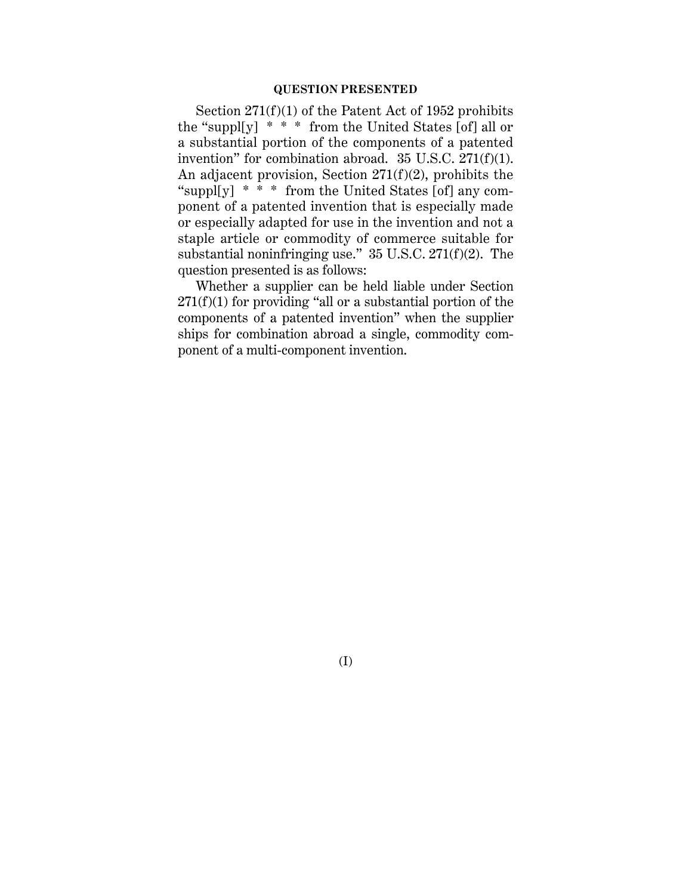## QUESTION PRESENTED

Section 271(f)(1) of the Patent Act of 1952 prohibits the "suppl[y] * * * from the United States [of] all or a substantial portion of the components of a patented invention" for combination abroad. 35 U.S.C. 271(f)(1). An adjacent provision, Section 271(f)(2), prohibits the "suppl[y] * * * from the United States [of] any component of a patented invention that is especially made or especially adapted for use in the invention and not a staple article or commodity of commerce suitable for substantial noninfringing use." 35 U.S.C. 271(f)(2). The question presented is as follows:

Whether a supplier can be held liable under Section 271(f)(1) for providing "all or a substantial portion of the components of a patented invention" when the supplier ships for combination abroad a single, commodity component of a multi-component invention.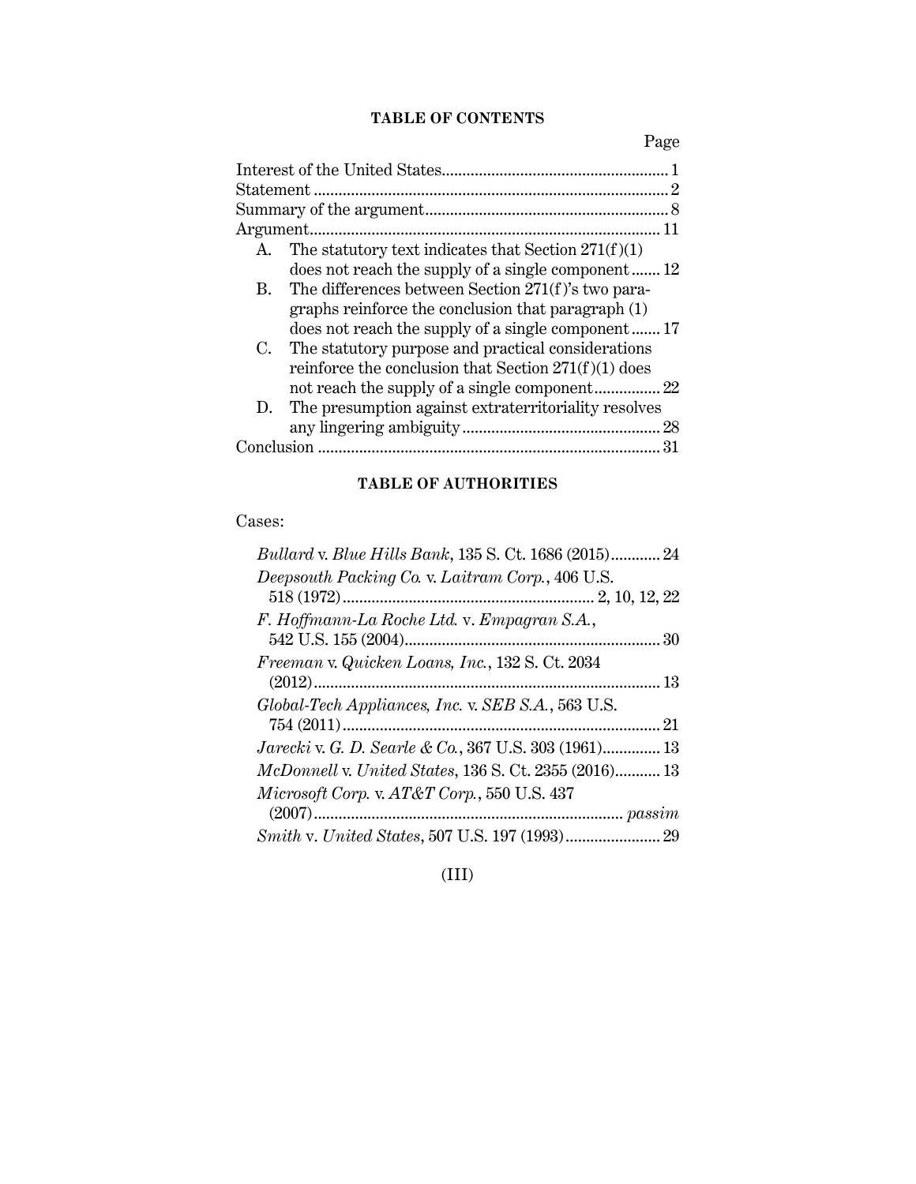## TABLE OF CONTENTS

| | Page |
|---|---|
| Interest of the United States | 1 |
| Statement | 2 |
| Summary of the argument | 8 |
| Argument | 11 |
| A. The statutory text indicates that Section 271(f)(1) does not reach the supply of a single component | 12 |
| B. The differences between Section 271(f)'s two paragraphs reinforce the conclusion that paragraph (1) does not reach the supply of a single component | 17 |
| C. The statutory purpose and practical considerations reinforce the conclusion that Section 271(f)(1) does not reach the supply of a single component | 22 |
| D. The presumption against extraterritoriality resolves any lingering ambiguity | 28 |
| Conclusion | 31 |

## TABLE OF AUTHORITIES

Cases:

| | |
|---|---|
| *Bullard* v. *Blue Hills Bank*, 135 S. Ct. 1686 (2015) | 24 |
| *Deepsouth Packing Co.* v. *Laitram Corp.*, 406 U.S. 518 (1972) | 2, 10, 12, 22 |
| *F. Hoffmann-La Roche Ltd.* v. *Empagran S.A.*, 542 U.S. 155 (2004) | 30 |
| *Freeman* v. *Quicken Loans, Inc.*, 132 S. Ct. 2034 (2012) | 13 |
| *Global-Tech Appliances, Inc.* v. *SEB S.A.*, 563 U.S. 754 (2011) | 21 |
| *Jarecki* v. *G. D. Searle & Co.*, 367 U.S. 303 (1961) | 13 |
| *McDonnell* v. *United States*, 136 S. Ct. 2355 (2016) | 13 |
| *Microsoft Corp.* v. *AT&T Corp.*, 550 U.S. 437 (2007) | *passim* |
| *Smith* v. *United States*, 507 U.S. 197 (1993) | 29 |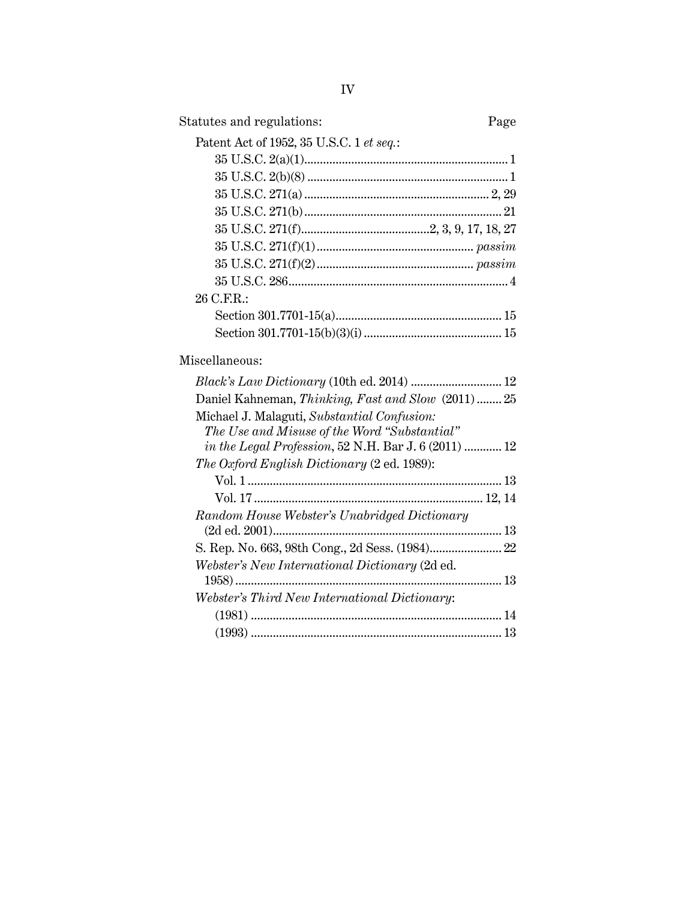| Statutes and regulations: | Page |
|---|---|
| Patent Act of 1952, 35 U.S.C. 1 *et seq.*: | |
| 35 U.S.C. 2(a)(1) | 1 |
| 35 U.S.C. 2(b)(8) | 1 |
| 35 U.S.C. 271(a) | 2, 29 |
| 35 U.S.C. 271(b) | 21 |
| 35 U.S.C. 271(f) | 2, 3, 9, 17, 18, 27 |
| 35 U.S.C. 271(f)(1) | *passim* |
| 35 U.S.C. 271(f)(2) | *passim* |
| 35 U.S.C. 286 | 4 |
| 26 C.F.R.: | |
| Section 301.7701-15(a) | 15 |
| Section 301.7701-15(b)(3)(i) | 15 |

| Miscellaneous: | |
|---|---|
| *Black's Law Dictionary* (10th ed. 2014) | 12 |
| Daniel Kahneman, *Thinking, Fast and Slow* (2011) | 25 |
| Michael J. Malaguti, *Substantial Confusion: The Use and Misuse of the Word "Substantial" in the Legal Profession*, 52 N.H. Bar J. 6 (2011) | 12 |
| *The Oxford English Dictionary* (2 ed. 1989): | |
| Vol. 1 | 13 |
| Vol. 17 | 12, 14 |
| *Random House Webster's Unabridged Dictionary* (2d ed. 2001) | 13 |
| S. Rep. No. 663, 98th Cong., 2d Sess. (1984) | 22 |
| *Webster's New International Dictionary* (2d ed. 1958) | 13 |
| *Webster's Third New International Dictionary*: | |
| (1981) | 14 |
| (1993) | 13 |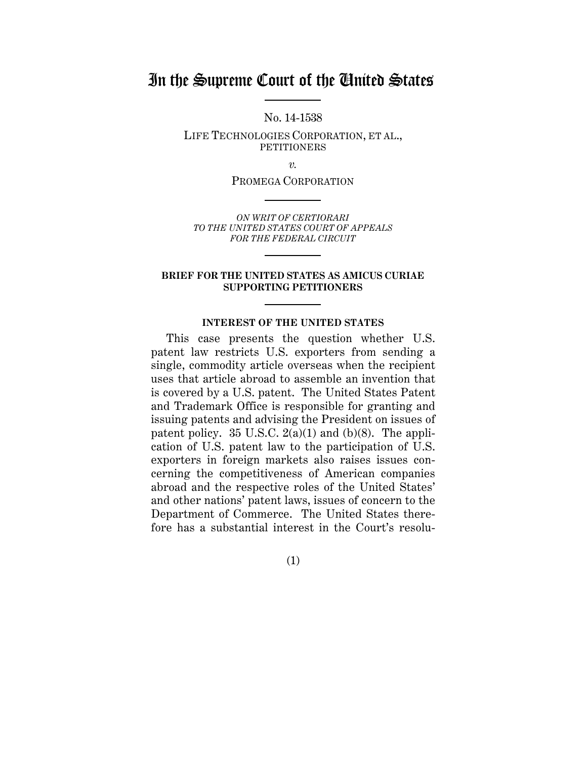# In the Supreme Court of the United States

No. 14-1538

LIFE TECHNOLOGIES CORPORATION, ET AL., PETITIONERS

*v.*

PROMEGA CORPORATION

*ON WRIT OF CERTIORARI TO THE UNITED STATES COURT OF APPEALS FOR THE FEDERAL CIRCUIT*

**BRIEF FOR THE UNITED STATES AS AMICUS CURIAE SUPPORTING PETITIONERS**

## INTEREST OF THE UNITED STATES

This case presents the question whether U.S. patent law restricts U.S. exporters from sending a single, commodity article overseas when the recipient uses that article abroad to assemble an invention that is covered by a U.S. patent. The United States Patent and Trademark Office is responsible for granting and issuing patents and advising the President on issues of patent policy. 35 U.S.C. 2(a)(1) and (b)(8). The application of U.S. patent law to the participation of U.S. exporters in foreign markets also raises issues concerning the competitiveness of American companies abroad and the respective roles of the United States' and other nations' patent laws, issues of concern to the Department of Commerce. The United States therefore has a substantial interest in the Court's resolu-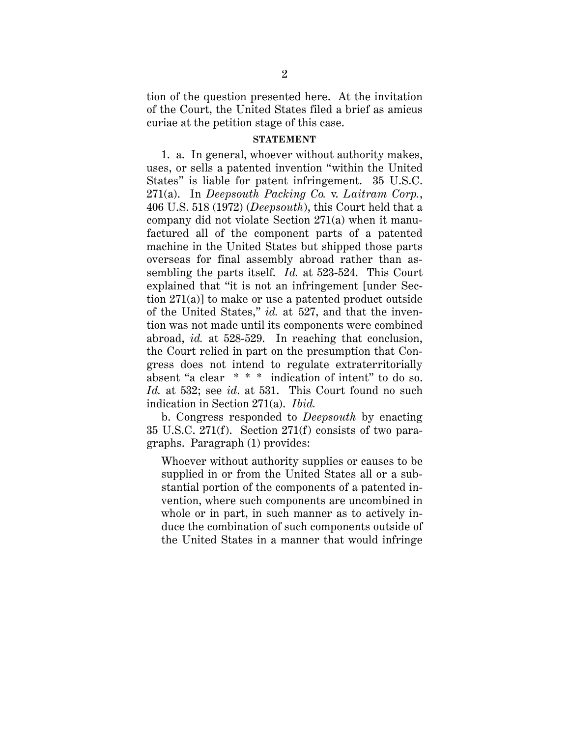tion of the question presented here. At the invitation of the Court, the United States filed a brief as amicus curiae at the petition stage of this case.

**STATEMENT**

1. a. In general, whoever without authority makes, uses, or sells a patented invention "within the United States" is liable for patent infringement. 35 U.S.C. 271(a). In *Deepsouth Packing Co.* v. *Laitram Corp.*, 406 U.S. 518 (1972) (*Deepsouth*), this Court held that a company did not violate Section 271(a) when it manufactured all of the component parts of a patented machine in the United States but shipped those parts overseas for final assembly abroad rather than assembling the parts itself. *Id.* at 523-524. This Court explained that "it is not an infringement [under Section 271(a)] to make or use a patented product outside of the United States," *id.* at 527, and that the invention was not made until its components were combined abroad, *id.* at 528-529. In reaching that conclusion, the Court relied in part on the presumption that Congress does not intend to regulate extraterritorially absent "a clear \* \* \* indication of intent" to do so. *Id.* at 532; see *id*. at 531. This Court found no such indication in Section 271(a). *Ibid.*

b. Congress responded to *Deepsouth* by enacting 35 U.S.C. 271(f). Section 271(f) consists of two paragraphs. Paragraph (1) provides:

> Whoever without authority supplies or causes to be supplied in or from the United States all or a substantial portion of the components of a patented invention, where such components are uncombined in whole or in part, in such manner as to actively induce the combination of such components outside of the United States in a manner that would infringe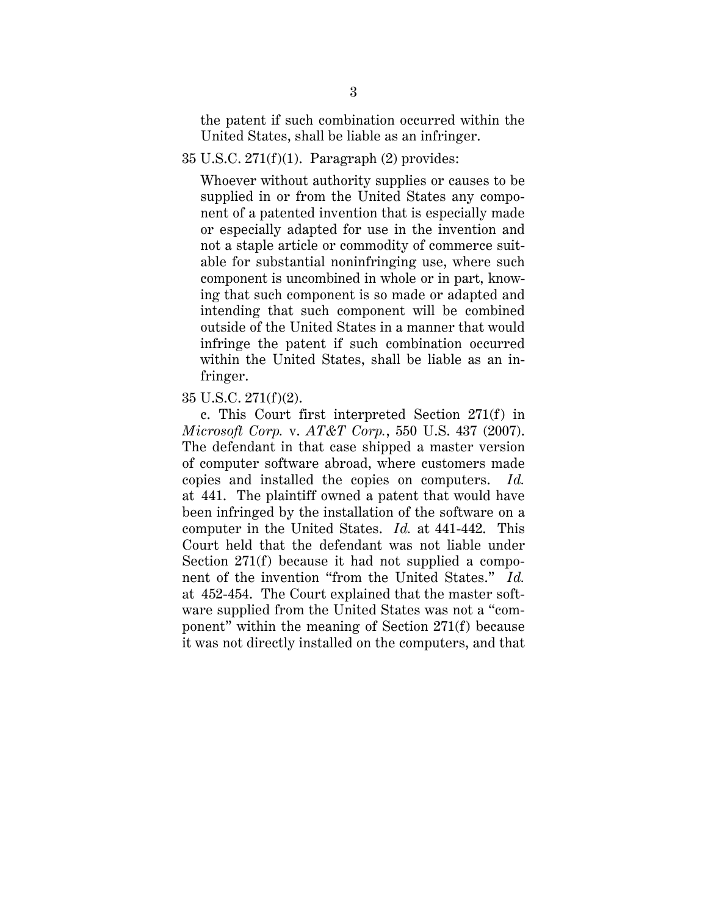> the patent if such combination occurred within the United States, shall be liable as an infringer.

35 U.S.C. 271(f)(1). Paragraph (2) provides:

> Whoever without authority supplies or causes to be supplied in or from the United States any component of a patented invention that is especially made or especially adapted for use in the invention and not a staple article or commodity of commerce suitable for substantial noninfringing use, where such component is uncombined in whole or in part, knowing that such component is so made or adapted and intending that such component will be combined outside of the United States in a manner that would infringe the patent if such combination occurred within the United States, shall be liable as an infringer.

35 U.S.C. 271(f)(2).

c. This Court first interpreted Section 271(f) in *Microsoft Corp.* v. *AT&T Corp.*, 550 U.S. 437 (2007). The defendant in that case shipped a master version of computer software abroad, where customers made copies and installed the copies on computers. *Id.* at 441. The plaintiff owned a patent that would have been infringed by the installation of the software on a computer in the United States. *Id.* at 441-442. This Court held that the defendant was not liable under Section 271(f) because it had not supplied a component of the invention "from the United States." *Id.* at 452-454. The Court explained that the master software supplied from the United States was not a "component" within the meaning of Section 271(f) because it was not directly installed on the computers, and that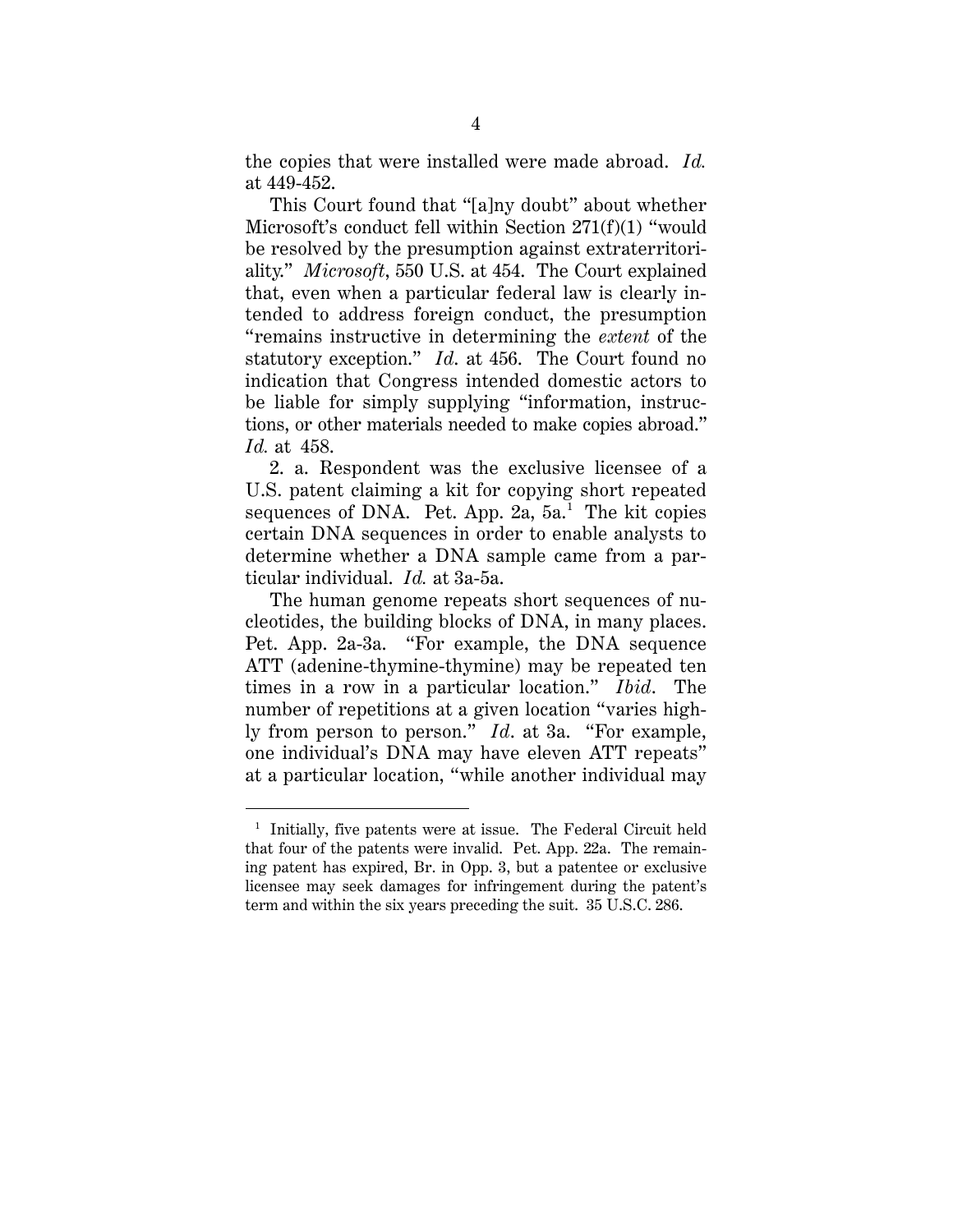the copies that were installed were made abroad. *Id.* at 449-452.

This Court found that "[a]ny doubt" about whether Microsoft's conduct fell within Section 271(f)(1) "would be resolved by the presumption against extraterritoriality." *Microsoft*, 550 U.S. at 454. The Court explained that, even when a particular federal law is clearly intended to address foreign conduct, the presumption "remains instructive in determining the *extent* of the statutory exception." *Id.* at 456. The Court found no indication that Congress intended domestic actors to be liable for simply supplying "information, instructions, or other materials needed to make copies abroad." *Id.* at 458.

2. a. Respondent was the exclusive licensee of a U.S. patent claiming a kit for copying short repeated sequences of DNA. Pet. App. 2a, 5a.[1] The kit copies certain DNA sequences in order to enable analysts to determine whether a DNA sample came from a particular individual. *Id.* at 3a-5a.

The human genome repeats short sequences of nucleotides, the building blocks of DNA, in many places. Pet. App. 2a-3a. "For example, the DNA sequence ATT (adenine-thymine-thymine) may be repeated ten times in a row in a particular location." *Ibid*. The number of repetitions at a given location "varies highly from person to person." *Id*. at 3a. "For example, one individual's DNA may have eleven ATT repeats" at a particular location, "while another individual may

---

[1] Initially, five patents were at issue. The Federal Circuit held that four of the patents were invalid. Pet. App. 22a. The remaining patent has expired, Br. in Opp. 3, but a patentee or exclusive licensee may seek damages for infringement during the patent's term and within the six years preceding the suit. 35 U.S.C. 286.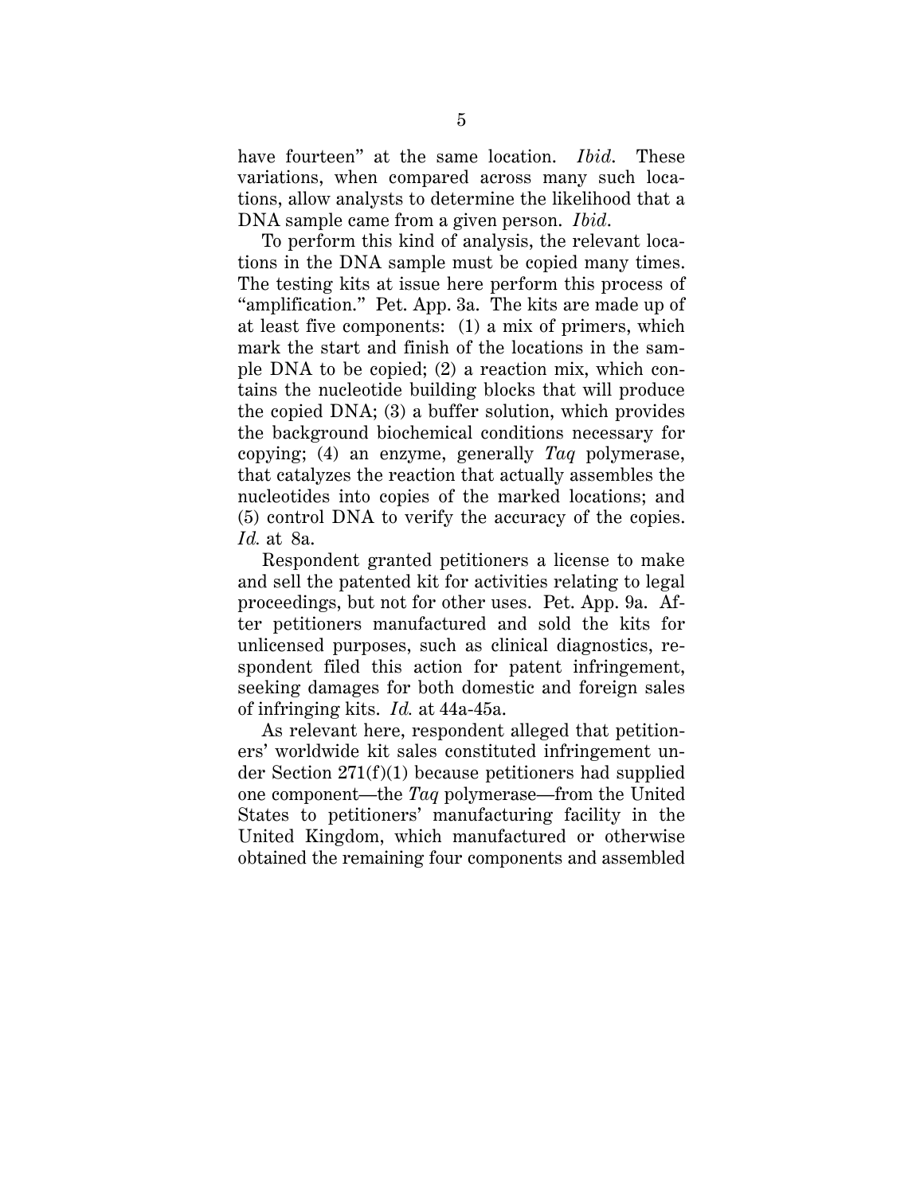have fourteen" at the same location. *Ibid.* These variations, when compared across many such locations, allow analysts to determine the likelihood that a DNA sample came from a given person. *Ibid.*

To perform this kind of analysis, the relevant locations in the DNA sample must be copied many times. The testing kits at issue here perform this process of "amplification." Pet. App. 3a. The kits are made up of at least five components: (1) a mix of primers, which mark the start and finish of the locations in the sample DNA to be copied; (2) a reaction mix, which contains the nucleotide building blocks that will produce the copied DNA; (3) a buffer solution, which provides the background biochemical conditions necessary for copying; (4) an enzyme, generally *Taq* polymerase, that catalyzes the reaction that actually assembles the nucleotides into copies of the marked locations; and (5) control DNA to verify the accuracy of the copies. *Id.* at 8a.

Respondent granted petitioners a license to make and sell the patented kit for activities relating to legal proceedings, but not for other uses. Pet. App. 9a. After petitioners manufactured and sold the kits for unlicensed purposes, such as clinical diagnostics, respondent filed this action for patent infringement, seeking damages for both domestic and foreign sales of infringing kits. *Id.* at 44a-45a.

As relevant here, respondent alleged that petitioners' worldwide kit sales constituted infringement under Section 271(f)(1) because petitioners had supplied one component—the *Taq* polymerase—from the United States to petitioners' manufacturing facility in the United Kingdom, which manufactured or otherwise obtained the remaining four components and assembled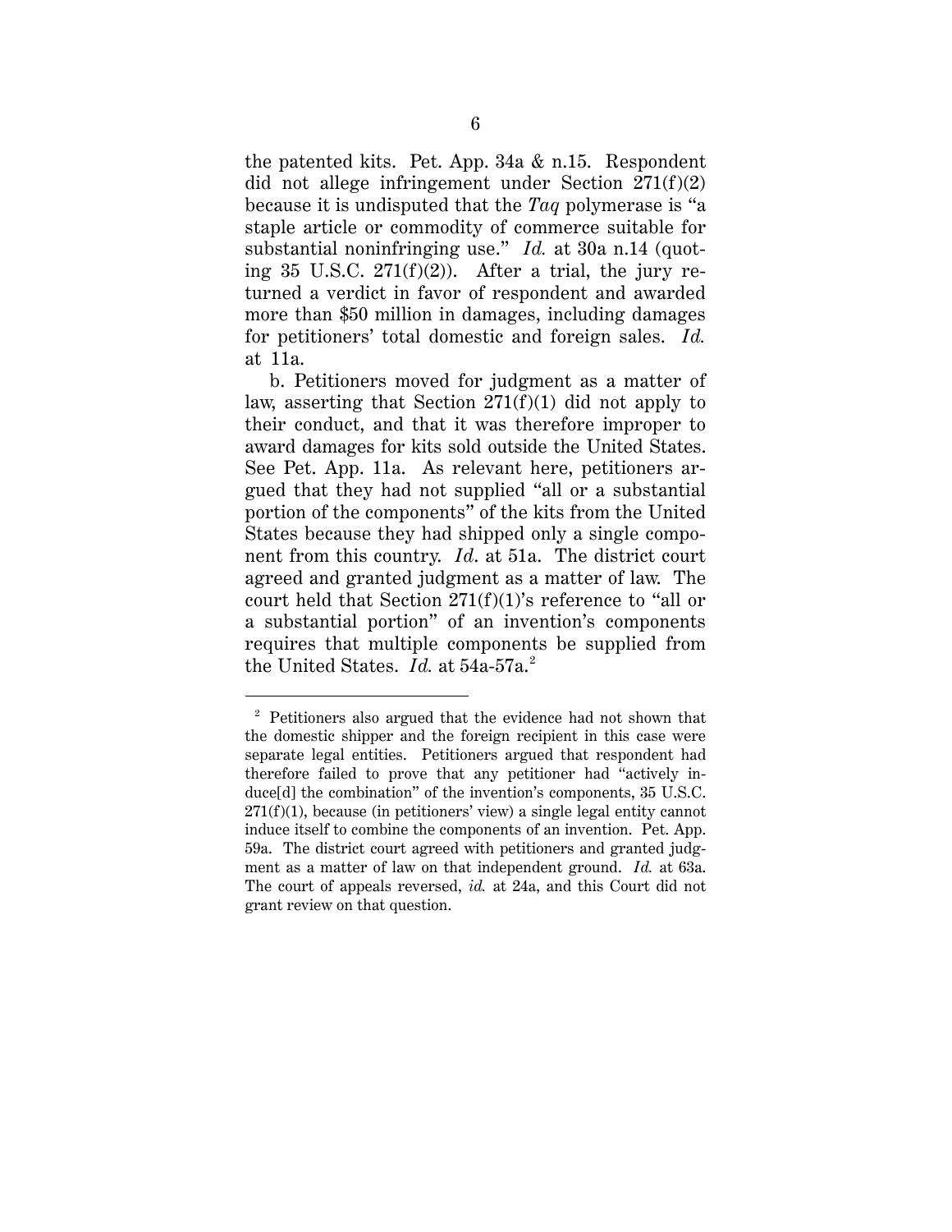the patented kits. Pet. App. 34a & n.15. Respondent did not allege infringement under Section 271(f)(2) because it is undisputed that the *Taq* polymerase is "a staple article or commodity of commerce suitable for substantial noninfringing use." *Id.* at 30a n.14 (quoting 35 U.S.C. 271(f)(2)). After a trial, the jury returned a verdict in favor of respondent and awarded more than $50 million in damages, including damages for petitioners' total domestic and foreign sales. *Id.* at 11a.

b. Petitioners moved for judgment as a matter of law, asserting that Section 271(f)(1) did not apply to their conduct, and that it was therefore improper to award damages for kits sold outside the United States. See Pet. App. 11a. As relevant here, petitioners argued that they had not supplied "all or a substantial portion of the components" of the kits from the United States because they had shipped only a single component from this country. *Id*. at 51a. The district court agreed and granted judgment as a matter of law. The court held that Section 271(f)(1)'s reference to "all or a substantial portion" of an invention's components requires that multiple components be supplied from the United States. *Id.* at 54a-57a.[2]

---

[2] Petitioners also argued that the evidence had not shown that the domestic shipper and the foreign recipient in this case were separate legal entities. Petitioners argued that respondent had therefore failed to prove that any petitioner had "actively induce[d] the combination" of the invention's components, 35 U.S.C. 271(f)(1), because (in petitioners' view) a single legal entity cannot induce itself to combine the components of an invention. Pet. App. 59a. The district court agreed with petitioners and granted judgment as a matter of law on that independent ground. *Id.* at 63a. The court of appeals reversed, *id.* at 24a, and this Court did not grant review on that question.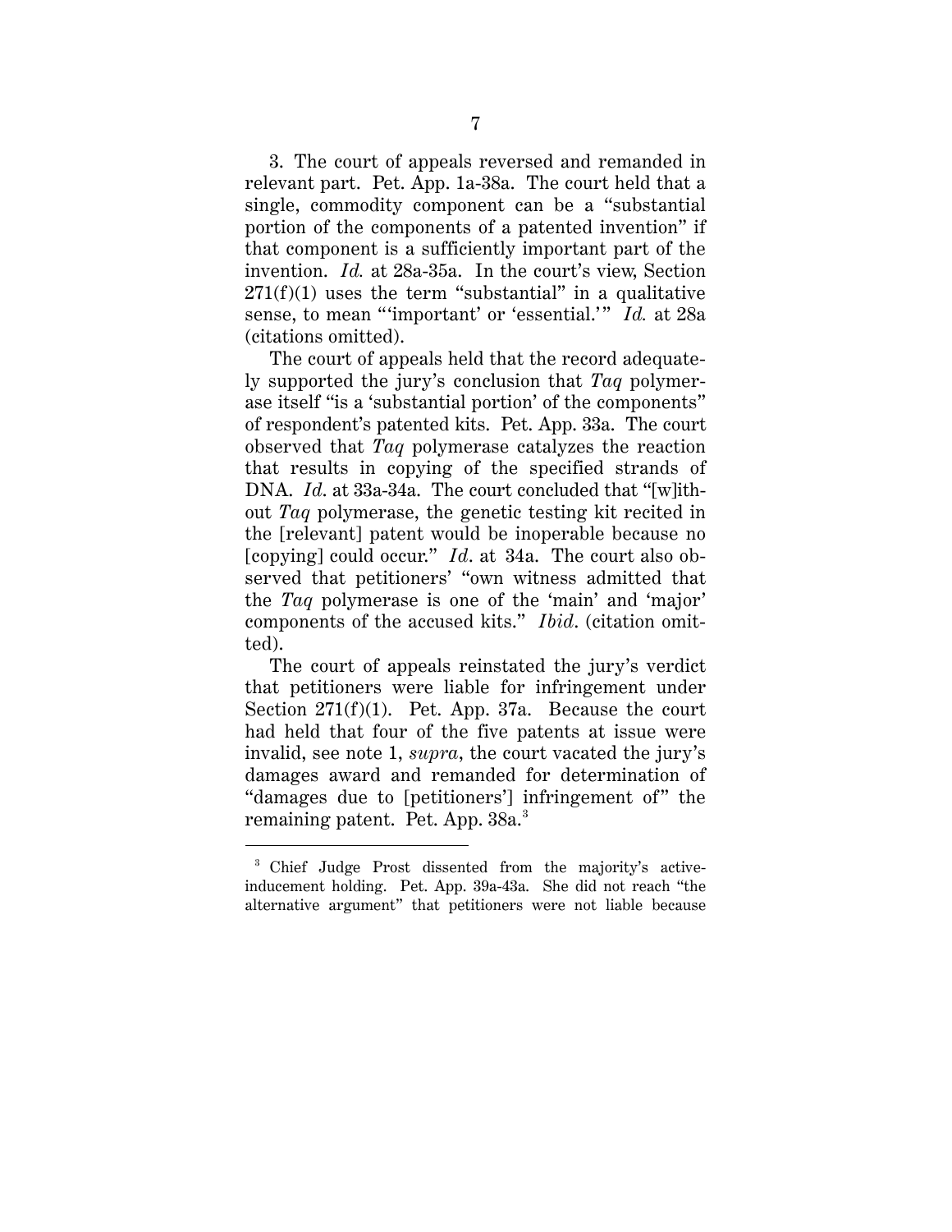3. The court of appeals reversed and remanded in relevant part. Pet. App. 1a-38a. The court held that a single, commodity component can be a "substantial portion of the components of a patented invention" if that component is a sufficiently important part of the invention. *Id.* at 28a-35a. In the court's view, Section 271(f)(1) uses the term "substantial" in a qualitative sense, to mean "'important' or 'essential.'" *Id.* at 28a (citations omitted).

The court of appeals held that the record adequately supported the jury's conclusion that *Taq* polymerase itself "is a 'substantial portion' of the components" of respondent's patented kits. Pet. App. 33a. The court observed that *Taq* polymerase catalyzes the reaction that results in copying of the specified strands of DNA. *Id.* at 33a-34a. The court concluded that "[w]ithout *Taq* polymerase, the genetic testing kit recited in the [relevant] patent would be inoperable because no [copying] could occur." *Id.* at 34a. The court also observed that petitioners' "own witness admitted that the *Taq* polymerase is one of the 'main' and 'major' components of the accused kits." *Ibid.* (citation omitted).

The court of appeals reinstated the jury's verdict that petitioners were liable for infringement under Section 271(f)(1). Pet. App. 37a. Because the court had held that four of the five patents at issue were invalid, see note 1, *supra*, the court vacated the jury's damages award and remanded for determination of "damages due to [petitioners'] infringement of" the remaining patent. Pet. App. 38a.[3]

[3] Chief Judge Prost dissented from the majority's active-inducement holding. Pet. App. 39a-43a. She did not reach "the alternative argument" that petitioners were not liable because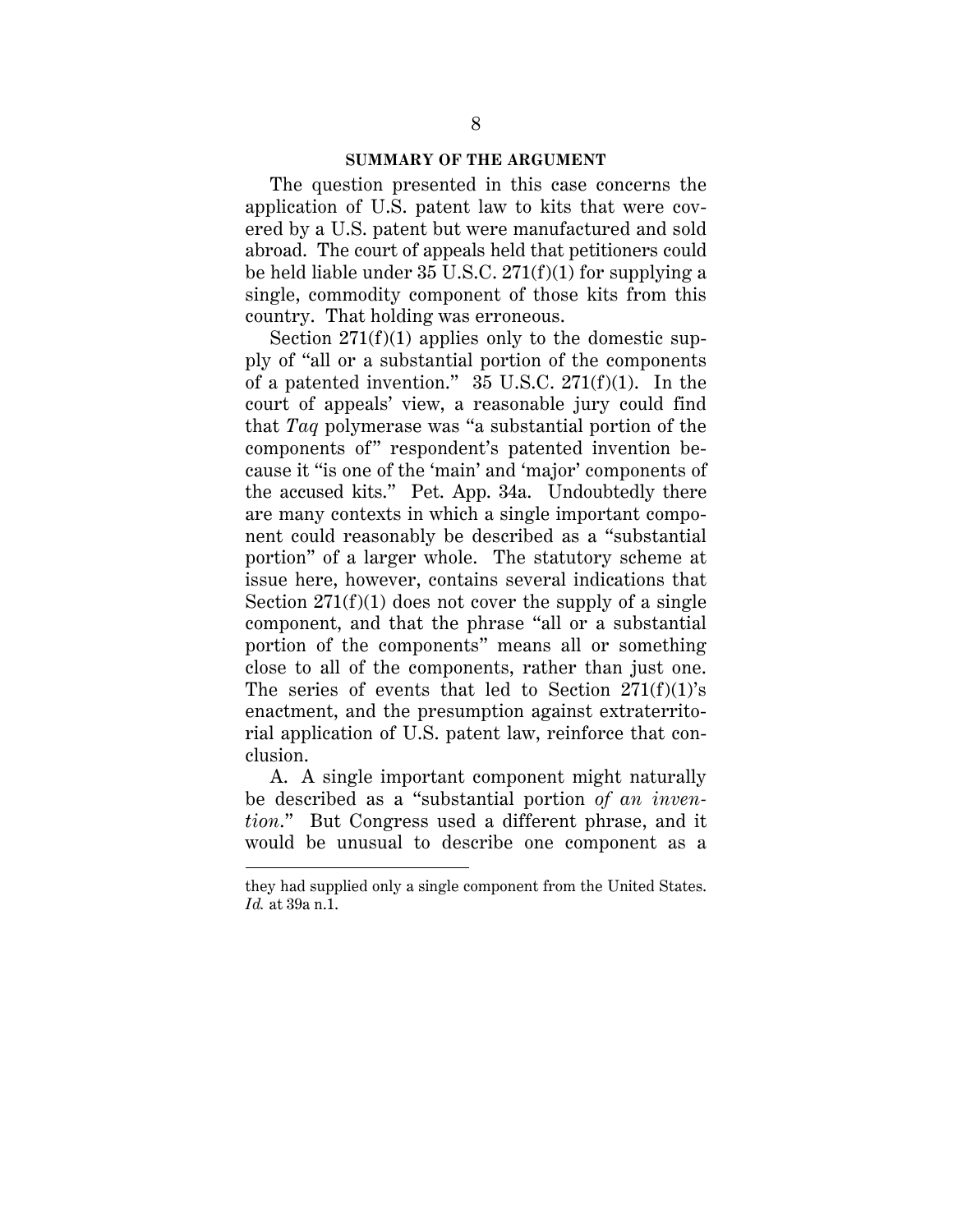## SUMMARY OF THE ARGUMENT

The question presented in this case concerns the application of U.S. patent law to kits that were covered by a U.S. patent but were manufactured and sold abroad. The court of appeals held that petitioners could be held liable under 35 U.S.C. 271(f)(1) for supplying a single, commodity component of those kits from this country. That holding was erroneous.

Section 271(f)(1) applies only to the domestic supply of "all or a substantial portion of the components of a patented invention." 35 U.S.C. 271(f)(1). In the court of appeals' view, a reasonable jury could find that *Taq* polymerase was "a substantial portion of the components of" respondent's patented invention because it "is one of the 'main' and 'major' components of the accused kits." Pet. App. 34a. Undoubtedly there are many contexts in which a single important component could reasonably be described as a "substantial portion" of a larger whole. The statutory scheme at issue here, however, contains several indications that Section 271(f)(1) does not cover the supply of a single component, and that the phrase "all or a substantial portion of the components" means all or something close to all of the components, rather than just one. The series of events that led to Section 271(f)(1)'s enactment, and the presumption against extraterritorial application of U.S. patent law, reinforce that conclusion.

A. A single important component might naturally be described as a "substantial portion *of an invention*." But Congress used a different phrase, and it would be unusual to describe one component as a

---

they had supplied only a single component from the United States. *Id.* at 39a n.1.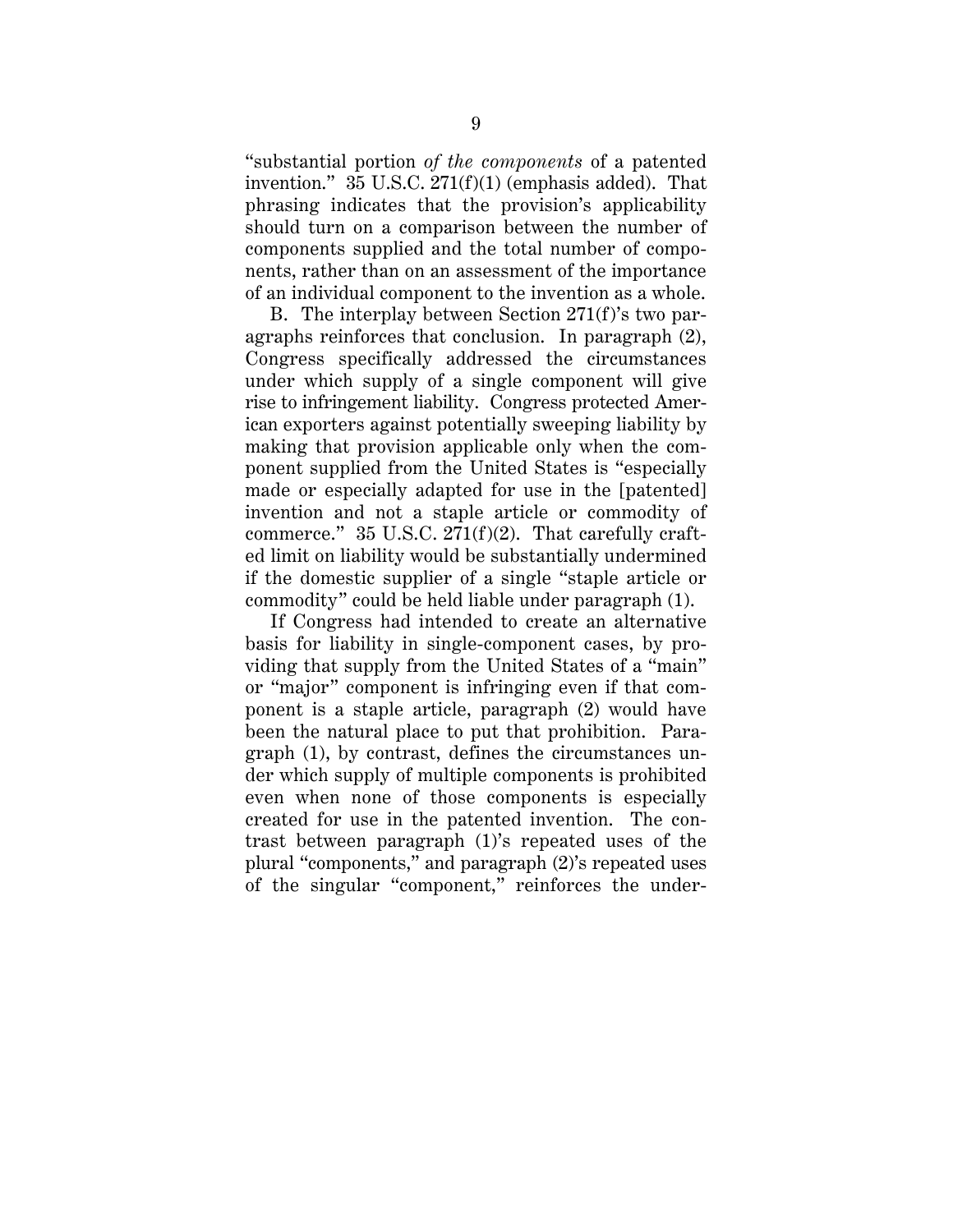"substantial portion *of the components* of a patented invention." 35 U.S.C. 271(f)(1) (emphasis added). That phrasing indicates that the provision's applicability should turn on a comparison between the number of components supplied and the total number of components, rather than on an assessment of the importance of an individual component to the invention as a whole.

B. The interplay between Section 271(f)'s two paragraphs reinforces that conclusion. In paragraph (2), Congress specifically addressed the circumstances under which supply of a single component will give rise to infringement liability. Congress protected American exporters against potentially sweeping liability by making that provision applicable only when the component supplied from the United States is "especially made or especially adapted for use in the [patented] invention and not a staple article or commodity of commerce." 35 U.S.C. 271(f)(2). That carefully crafted limit on liability would be substantially undermined if the domestic supplier of a single "staple article or commodity" could be held liable under paragraph (1).

If Congress had intended to create an alternative basis for liability in single-component cases, by providing that supply from the United States of a "main" or "major" component is infringing even if that component is a staple article, paragraph (2) would have been the natural place to put that prohibition. Paragraph (1), by contrast, defines the circumstances under which supply of multiple components is prohibited even when none of those components is especially created for use in the patented invention. The contrast between paragraph (1)'s repeated uses of the plural "components," and paragraph (2)'s repeated uses of the singular "component," reinforces the under-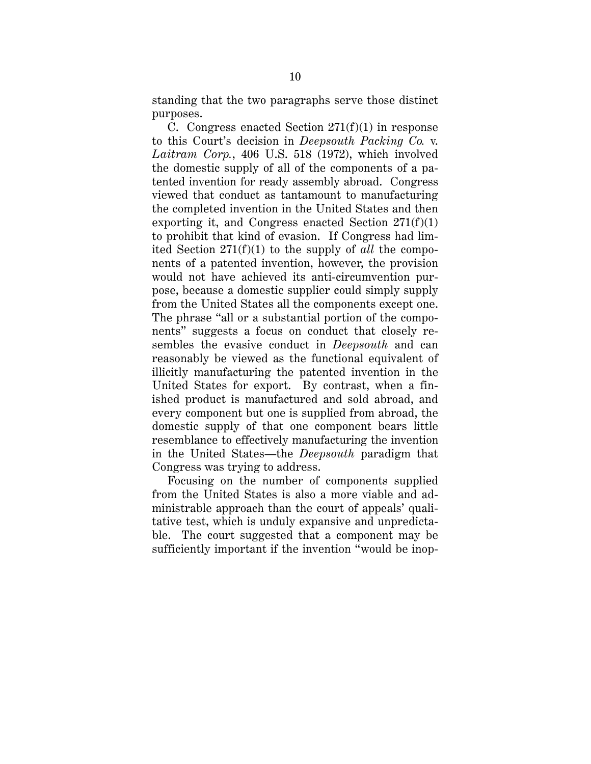standing that the two paragraphs serve those distinct purposes.

C. Congress enacted Section 271(f)(1) in response to this Court's decision in *Deepsouth Packing Co.* v. *Laitram Corp.*, 406 U.S. 518 (1972), which involved the domestic supply of all of the components of a patented invention for ready assembly abroad. Congress viewed that conduct as tantamount to manufacturing the completed invention in the United States and then exporting it, and Congress enacted Section 271(f)(1) to prohibit that kind of evasion. If Congress had limited Section 271(f)(1) to the supply of *all* the components of a patented invention, however, the provision would not have achieved its anti-circumvention purpose, because a domestic supplier could simply supply from the United States all the components except one. The phrase "all or a substantial portion of the components" suggests a focus on conduct that closely resembles the evasive conduct in *Deepsouth* and can reasonably be viewed as the functional equivalent of illicitly manufacturing the patented invention in the United States for export. By contrast, when a finished product is manufactured and sold abroad, and every component but one is supplied from abroad, the domestic supply of that one component bears little resemblance to effectively manufacturing the invention in the United States—the *Deepsouth* paradigm that Congress was trying to address.

Focusing on the number of components supplied from the United States is also a more viable and administrable approach than the court of appeals' qualitative test, which is unduly expansive and unpredictable. The court suggested that a component may be sufficiently important if the invention "would be inop-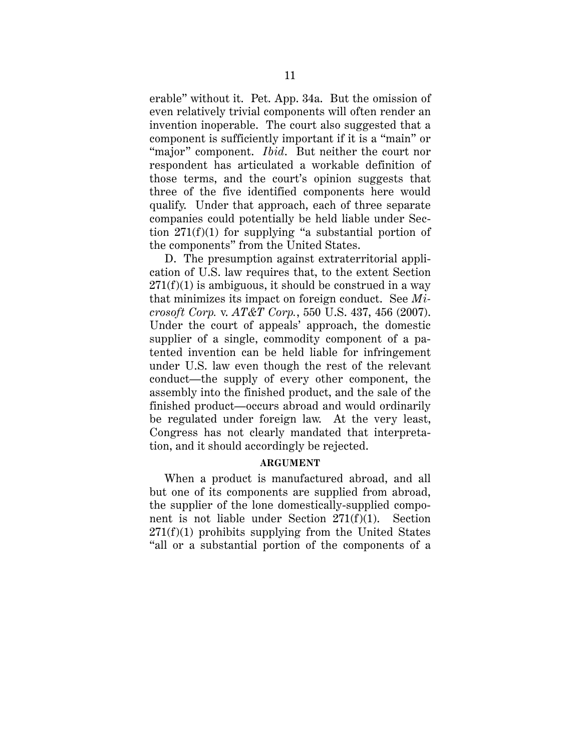erable" without it. Pet. App. 34a. But the omission of even relatively trivial components will often render an invention inoperable. The court also suggested that a component is sufficiently important if it is a "main" or "major" component. *Ibid.* But neither the court nor respondent has articulated a workable definition of those terms, and the court's opinion suggests that three of the five identified components here would qualify. Under that approach, each of three separate companies could potentially be held liable under Section 271(f)(1) for supplying "a substantial portion of the components" from the United States.

D. The presumption against extraterritorial application of U.S. law requires that, to the extent Section 271(f)(1) is ambiguous, it should be construed in a way that minimizes its impact on foreign conduct. See *Microsoft Corp.* v. *AT&T Corp.*, 550 U.S. 437, 456 (2007). Under the court of appeals' approach, the domestic supplier of a single, commodity component of a patented invention can be held liable for infringement under U.S. law even though the rest of the relevant conduct—the supply of every other component, the assembly into the finished product, and the sale of the finished product—occurs abroad and would ordinarily be regulated under foreign law. At the very least, Congress has not clearly mandated that interpretation, and it should accordingly be rejected.

## ARGUMENT

When a product is manufactured abroad, and all but one of its components are supplied from abroad, the supplier of the lone domestically-supplied component is not liable under Section 271(f)(1). Section 271(f)(1) prohibits supplying from the United States "all or a substantial portion of the components of a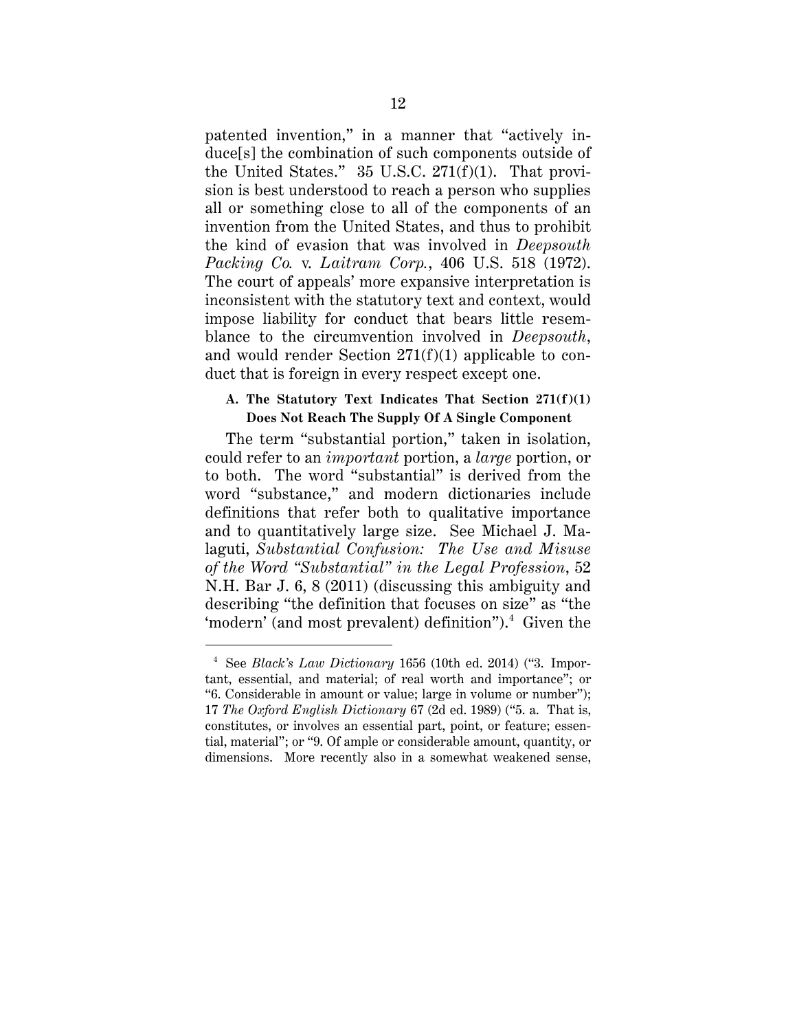patented invention," in a manner that "actively induce[s] the combination of such components outside of the United States." 35 U.S.C. 271(f)(1). That provision is best understood to reach a person who supplies all or something close to all of the components of an invention from the United States, and thus to prohibit the kind of evasion that was involved in *Deepsouth Packing Co.* v. *Laitram Corp.*, 406 U.S. 518 (1972). The court of appeals' more expansive interpretation is inconsistent with the statutory text and context, would impose liability for conduct that bears little resemblance to the circumvention involved in *Deepsouth*, and would render Section 271(f)(1) applicable to conduct that is foreign in every respect except one.

### A. The Statutory Text Indicates That Section 271(f)(1) Does Not Reach The Supply Of A Single Component

The term "substantial portion," taken in isolation, could refer to an *important* portion, a *large* portion, or to both. The word "substantial" is derived from the word "substance," and modern dictionaries include definitions that refer both to qualitative importance and to quantitatively large size. See Michael J. Malaguti, *Substantial Confusion: The Use and Misuse of the Word "Substantial" in the Legal Profession*, 52 N.H. Bar J. 6, 8 (2011) (discussing this ambiguity and describing "the definition that focuses on size" as "the 'modern' (and most prevalent) definition").[4] Given the

---

[4] See *Black's Law Dictionary* 1656 (10th ed. 2014) ("3. Important, essential, and material; of real worth and importance"; or "6. Considerable in amount or value; large in volume or number"); 17 *The Oxford English Dictionary* 67 (2d ed. 1989) ("5. a. That is, constitutes, or involves an essential part, point, or feature; essential, material"; or "9. Of ample or considerable amount, quantity, or dimensions. More recently also in a somewhat weakened sense,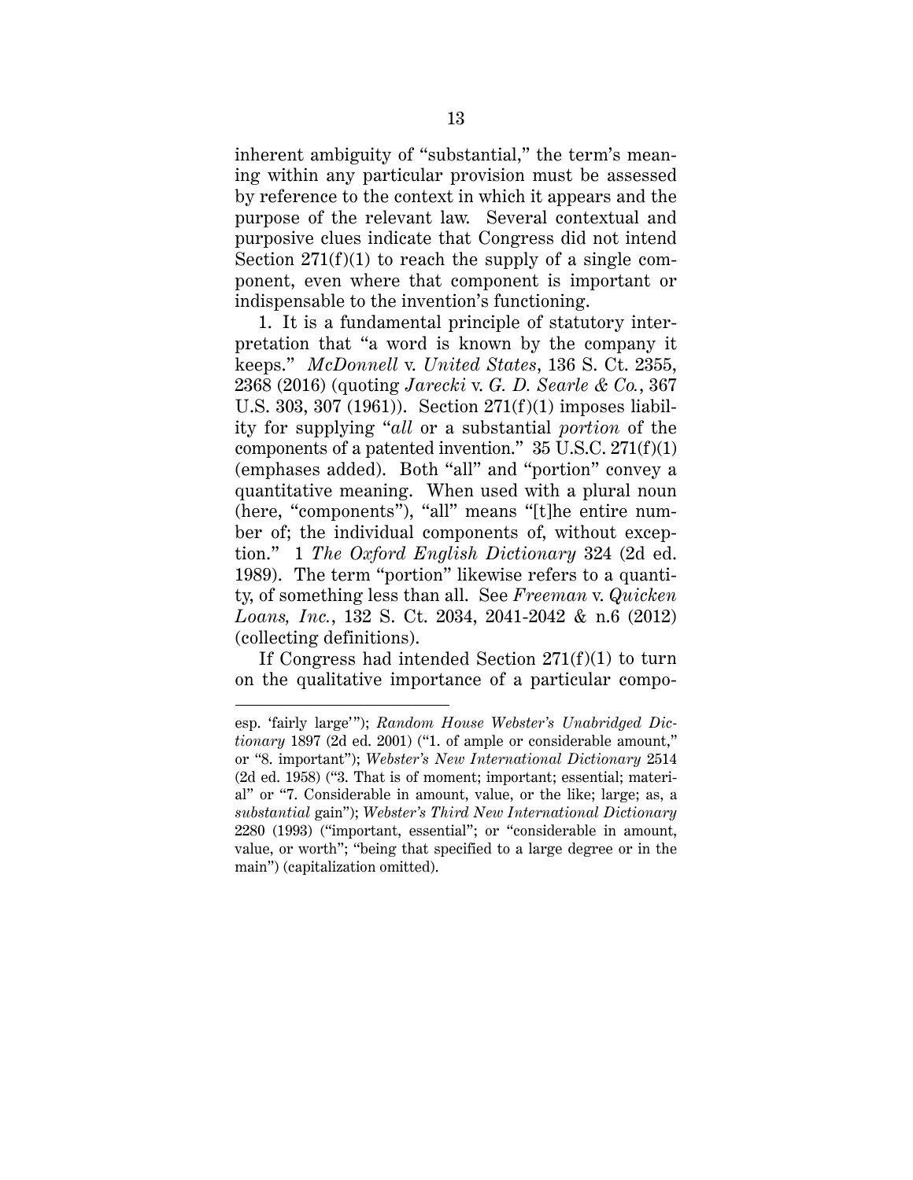inherent ambiguity of "substantial," the term's meaning within any particular provision must be assessed by reference to the context in which it appears and the purpose of the relevant law. Several contextual and purposive clues indicate that Congress did not intend Section 271(f)(1) to reach the supply of a single component, even where that component is important or indispensable to the invention's functioning.

1. It is a fundamental principle of statutory interpretation that "a word is known by the company it keeps." *McDonnell* v. *United States*, 136 S. Ct. 2355, 2368 (2016) (quoting *Jarecki* v. *G. D. Searle & Co.*, 367 U.S. 303, 307 (1961)). Section 271(f)(1) imposes liability for supplying "*all* or a substantial *portion* of the components of a patented invention." 35 U.S.C. 271(f)(1) (emphases added). Both "all" and "portion" convey a quantitative meaning. When used with a plural noun (here, "components"), "all" means "[t]he entire number of; the individual components of, without exception." 1 *The Oxford English Dictionary* 324 (2d ed. 1989). The term "portion" likewise refers to a quantity, of something less than all. See *Freeman* v. *Quicken Loans, Inc.*, 132 S. Ct. 2034, 2041-2042 & n.6 (2012) (collecting definitions).

If Congress had intended Section 271(f)(1) to turn on the qualitative importance of a particular compo-

---

esp. 'fairly large'"); *Random House Webster's Unabridged Dictionary* 1897 (2d ed. 2001) ("1. of ample or considerable amount," or "8. important"); *Webster's New International Dictionary* 2514 (2d ed. 1958) ("3. That is of moment; important; essential; material" or "7. Considerable in amount, value, or the like; large; as, a *substantial* gain"); *Webster's Third New International Dictionary* 2280 (1993) ("important, essential"; or "considerable in amount, value, or worth"; "being that specified to a large degree or in the main") (capitalization omitted).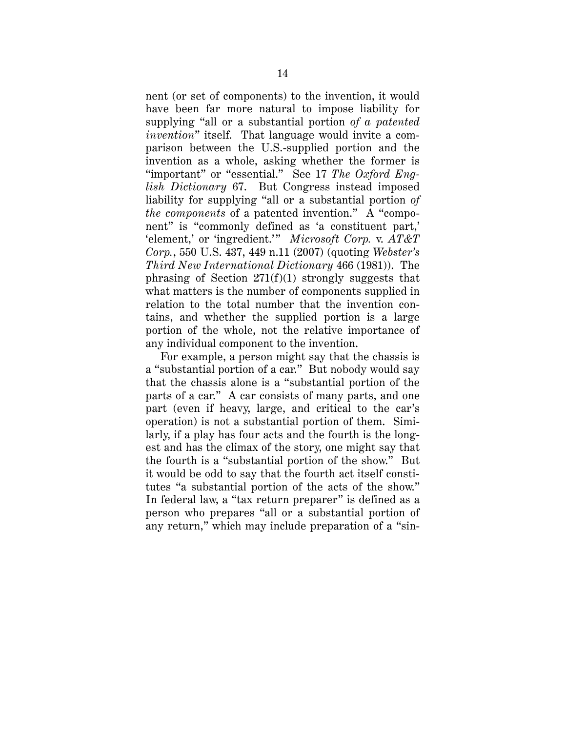nent (or set of components) to the invention, it would have been far more natural to impose liability for supplying "all or a substantial portion *of a patented invention*" itself. That language would invite a comparison between the U.S.-supplied portion and the invention as a whole, asking whether the former is "important" or "essential." See 17 *The Oxford English Dictionary* 67. But Congress instead imposed liability for supplying "all or a substantial portion *of the components* of a patented invention." A "component" is "commonly defined as 'a constituent part,' 'element,' or 'ingredient.'" *Microsoft Corp.* v. *AT&T Corp.*, 550 U.S. 437, 449 n.11 (2007) (quoting *Webster's Third New International Dictionary* 466 (1981)). The phrasing of Section 271(f)(1) strongly suggests that what matters is the number of components supplied in relation to the total number that the invention contains, and whether the supplied portion is a large portion of the whole, not the relative importance of any individual component to the invention.

For example, a person might say that the chassis is a "substantial portion of a car." But nobody would say that the chassis alone is a "substantial portion of the parts of a car." A car consists of many parts, and one part (even if heavy, large, and critical to the car's operation) is not a substantial portion of them. Similarly, if a play has four acts and the fourth is the longest and has the climax of the story, one might say that the fourth is a "substantial portion of the show." But it would be odd to say that the fourth act itself constitutes "a substantial portion of the acts of the show." In federal law, a "tax return preparer" is defined as a person who prepares "all or a substantial portion of any return," which may include preparation of a "sin-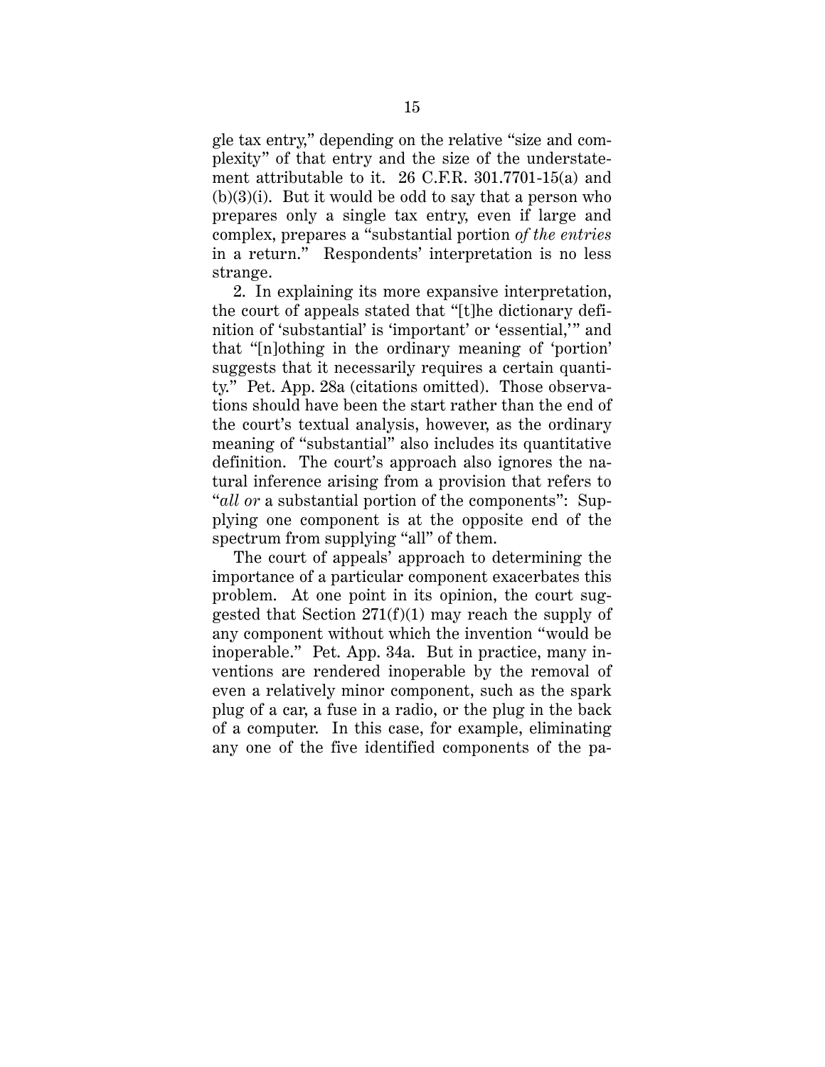gle tax entry," depending on the relative "size and complexity" of that entry and the size of the understatement attributable to it. 26 C.F.R. 301.7701-15(a) and (b)(3)(i). But it would be odd to say that a person who prepares only a single tax entry, even if large and complex, prepares a "substantial portion *of the entries* in a return." Respondents' interpretation is no less strange.

2. In explaining its more expansive interpretation, the court of appeals stated that "[t]he dictionary definition of 'substantial' is 'important' or 'essential,'" and that "[n]othing in the ordinary meaning of 'portion' suggests that it necessarily requires a certain quantity." Pet. App. 28a (citations omitted). Those observations should have been the start rather than the end of the court's textual analysis, however, as the ordinary meaning of "substantial" also includes its quantitative definition. The court's approach also ignores the natural inference arising from a provision that refers to "*all or* a substantial portion of the components": Supplying one component is at the opposite end of the spectrum from supplying "all" of them.

The court of appeals' approach to determining the importance of a particular component exacerbates this problem. At one point in its opinion, the court suggested that Section 271(f)(1) may reach the supply of any component without which the invention "would be inoperable." Pet. App. 34a. But in practice, many inventions are rendered inoperable by the removal of even a relatively minor component, such as the spark plug of a car, a fuse in a radio, or the plug in the back of a computer. In this case, for example, eliminating any one of the five identified components of the pa-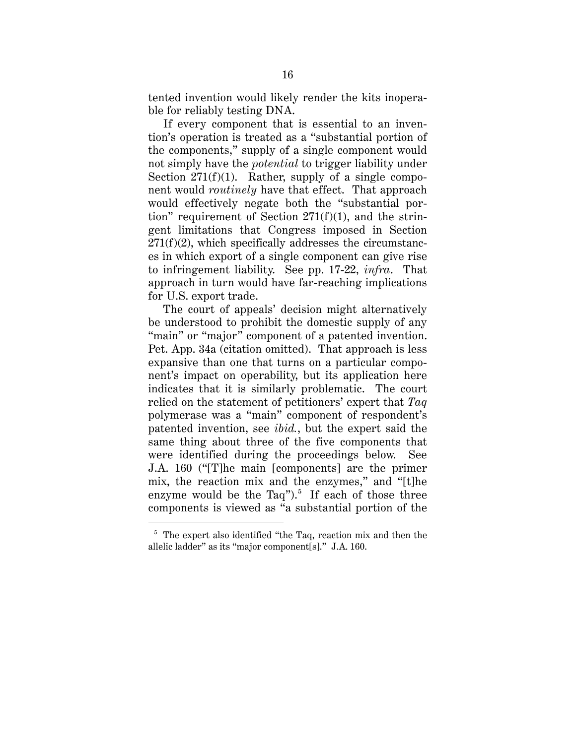tented invention would likely render the kits inoperable for reliably testing DNA.

If every component that is essential to an invention's operation is treated as a "substantial portion of the components," supply of a single component would not simply have the *potential* to trigger liability under Section 271(f)(1). Rather, supply of a single component would *routinely* have that effect. That approach would effectively negate both the "substantial portion" requirement of Section 271(f)(1), and the stringent limitations that Congress imposed in Section 271(f)(2), which specifically addresses the circumstances in which export of a single component can give rise to infringement liability. See pp. 17-22, *infra*. That approach in turn would have far-reaching implications for U.S. export trade.

The court of appeals' decision might alternatively be understood to prohibit the domestic supply of any "main" or "major" component of a patented invention. Pet. App. 34a (citation omitted). That approach is less expansive than one that turns on a particular component's impact on operability, but its application here indicates that it is similarly problematic. The court relied on the statement of petitioners' expert that *Taq* polymerase was a "main" component of respondent's patented invention, see *ibid.*, but the expert said the same thing about three of the five components that were identified during the proceedings below. See J.A. 160 ("[T]he main [components] are the primer mix, the reaction mix and the enzymes," and "[t]he enzyme would be the Taq").[5] If each of those three components is viewed as "a substantial portion of the

---

[5] The expert also identified "the Taq, reaction mix and then the allelic ladder" as its "major component[s]." J.A. 160.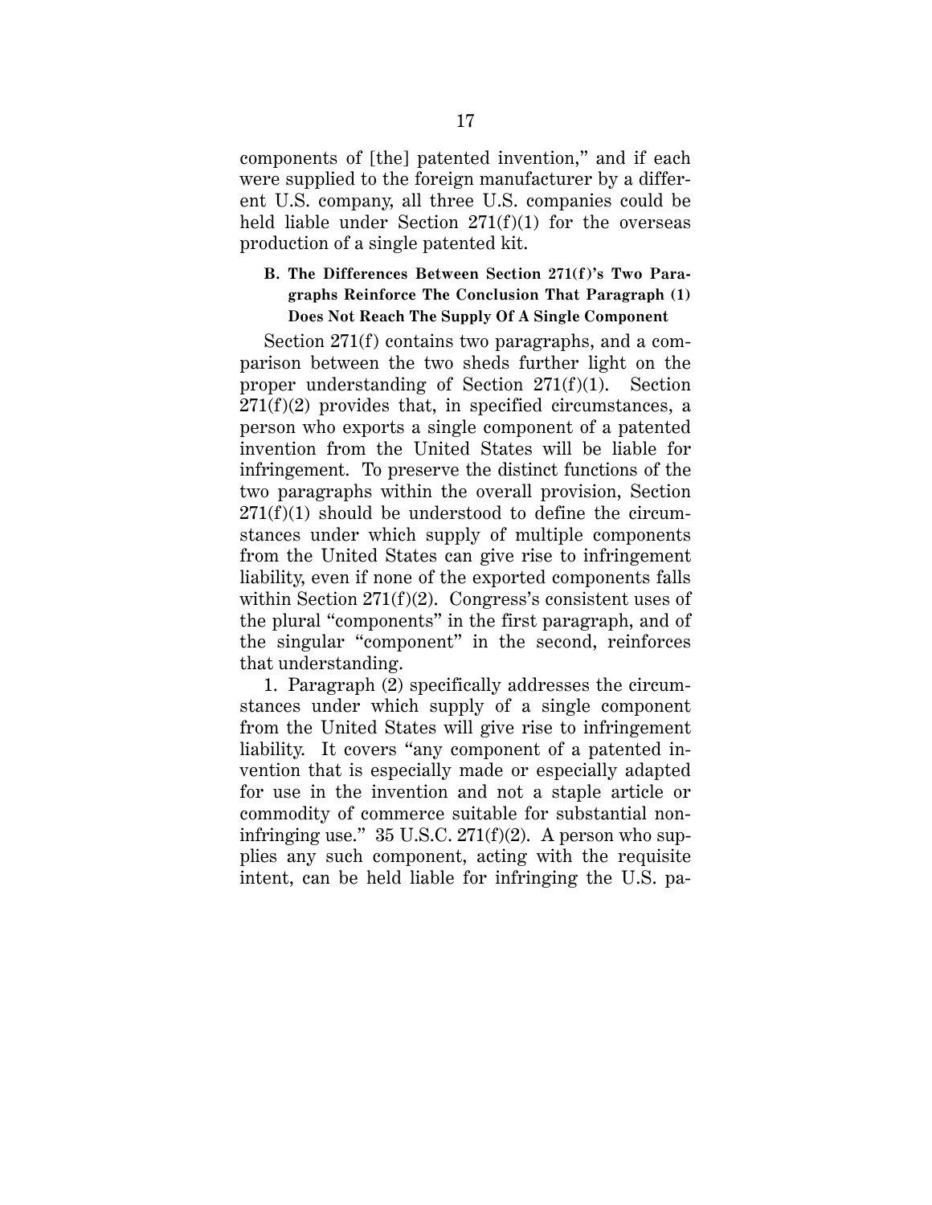components of [the] patented invention," and if each were supplied to the foreign manufacturer by a different U.S. company, all three U.S. companies could be held liable under Section 271(f)(1) for the overseas production of a single patented kit.

### B. The Differences Between Section 271(f)'s Two Paragraphs Reinforce The Conclusion That Paragraph (1) Does Not Reach The Supply Of A Single Component

Section 271(f) contains two paragraphs, and a comparison between the two sheds further light on the proper understanding of Section 271(f)(1). Section 271(f)(2) provides that, in specified circumstances, a person who exports a single component of a patented invention from the United States will be liable for infringement. To preserve the distinct functions of the two paragraphs within the overall provision, Section 271(f)(1) should be understood to define the circumstances under which supply of multiple components from the United States can give rise to infringement liability, even if none of the exported components falls within Section 271(f)(2). Congress's consistent uses of the plural "components" in the first paragraph, and of the singular "component" in the second, reinforces that understanding.

1. Paragraph (2) specifically addresses the circumstances under which supply of a single component from the United States will give rise to infringement liability. It covers "any component of a patented invention that is especially made or especially adapted for use in the invention and not a staple article or commodity of commerce suitable for substantial noninfringing use." 35 U.S.C. 271(f)(2). A person who supplies any such component, acting with the requisite intent, can be held liable for infringing the U.S. pa-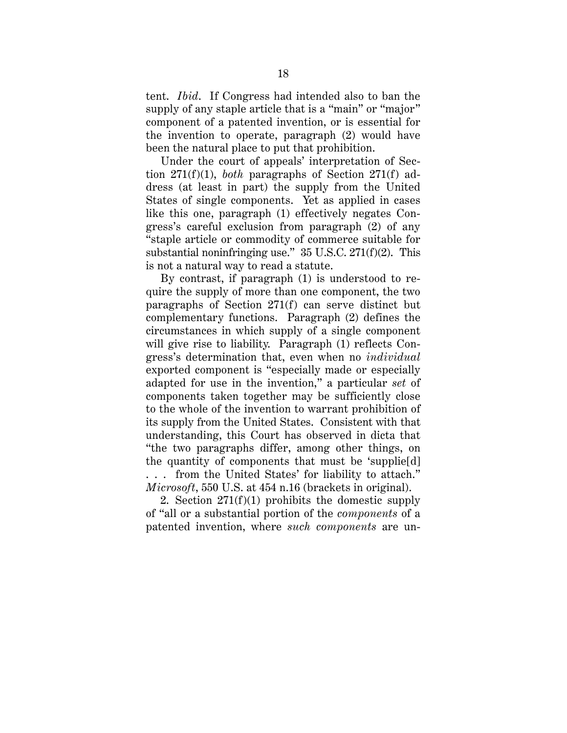tent. *Ibid*. If Congress had intended also to ban the supply of any staple article that is a "main" or "major" component of a patented invention, or is essential for the invention to operate, paragraph (2) would have been the natural place to put that prohibition.

Under the court of appeals' interpretation of Section 271(f)(1), *both* paragraphs of Section 271(f) address (at least in part) the supply from the United States of single components. Yet as applied in cases like this one, paragraph (1) effectively negates Congress's careful exclusion from paragraph (2) of any "staple article or commodity of commerce suitable for substantial noninfringing use." 35 U.S.C. 271(f)(2). This is not a natural way to read a statute.

By contrast, if paragraph (1) is understood to require the supply of more than one component, the two paragraphs of Section 271(f) can serve distinct but complementary functions. Paragraph (2) defines the circumstances in which supply of a single component will give rise to liability. Paragraph (1) reflects Congress's determination that, even when no *individual* exported component is "especially made or especially adapted for use in the invention," a particular *set* of components taken together may be sufficiently close to the whole of the invention to warrant prohibition of its supply from the United States. Consistent with that understanding, this Court has observed in dicta that "the two paragraphs differ, among other things, on the quantity of components that must be 'supplie[d] . . . from the United States' for liability to attach." *Microsoft*, 550 U.S. at 454 n.16 (brackets in original).

2. Section 271(f)(1) prohibits the domestic supply of "all or a substantial portion of the *components* of a patented invention, where *such components* are un-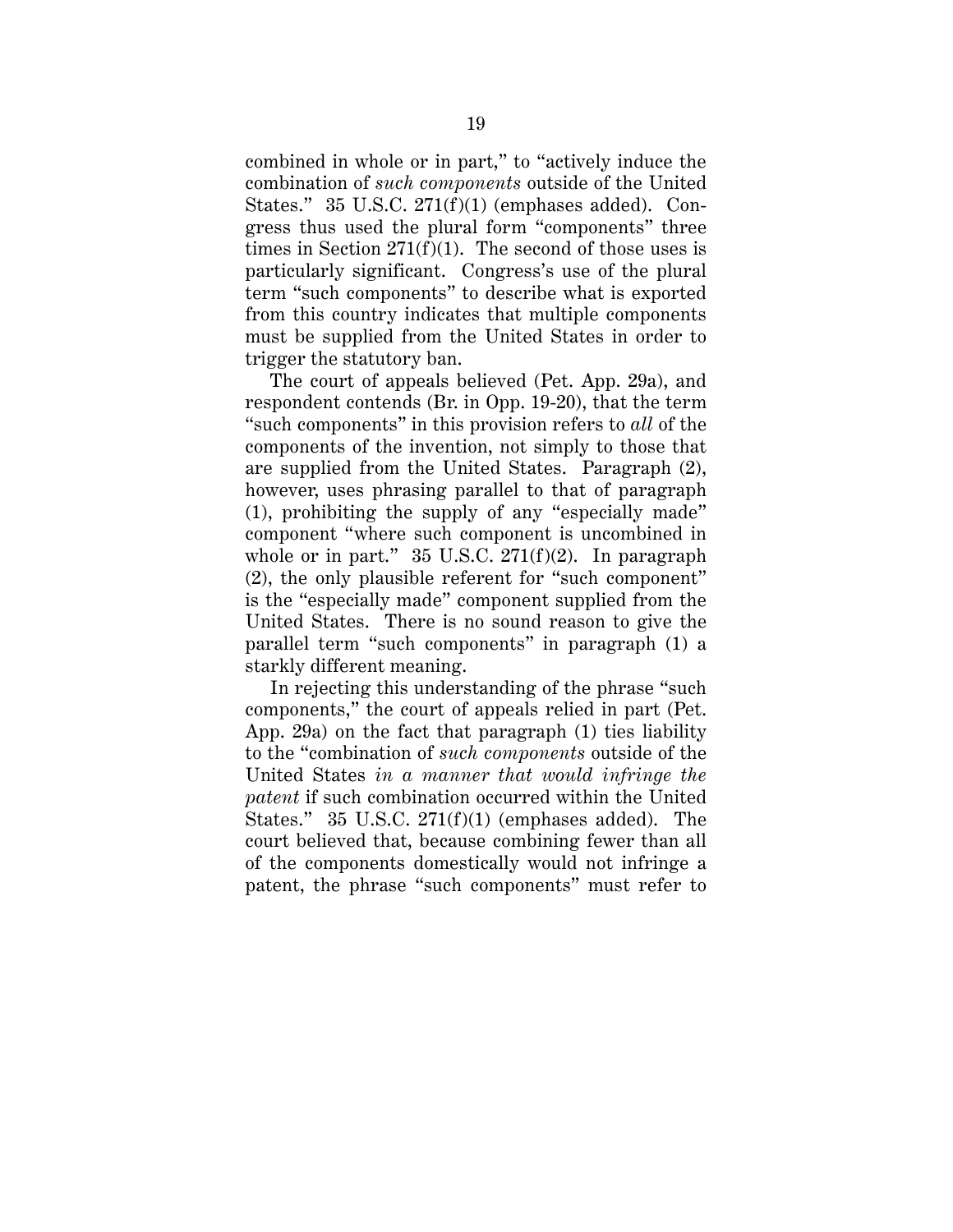combined in whole or in part," to "actively induce the combination of *such components* outside of the United States." 35 U.S.C. 271(f)(1) (emphases added). Congress thus used the plural form "components" three times in Section 271(f)(1). The second of those uses is particularly significant. Congress's use of the plural term "such components" to describe what is exported from this country indicates that multiple components must be supplied from the United States in order to trigger the statutory ban.

The court of appeals believed (Pet. App. 29a), and respondent contends (Br. in Opp. 19-20), that the term "such components" in this provision refers to *all* of the components of the invention, not simply to those that are supplied from the United States. Paragraph (2), however, uses phrasing parallel to that of paragraph (1), prohibiting the supply of any "especially made" component "where such component is uncombined in whole or in part." 35 U.S.C. 271(f)(2). In paragraph (2), the only plausible referent for "such component" is the "especially made" component supplied from the United States. There is no sound reason to give the parallel term "such components" in paragraph (1) a starkly different meaning.

In rejecting this understanding of the phrase "such components," the court of appeals relied in part (Pet. App. 29a) on the fact that paragraph (1) ties liability to the "combination of *such components* outside of the United States *in a manner that would infringe the patent* if such combination occurred within the United States." 35 U.S.C. 271(f)(1) (emphases added). The court believed that, because combining fewer than all of the components domestically would not infringe a patent, the phrase "such components" must refer to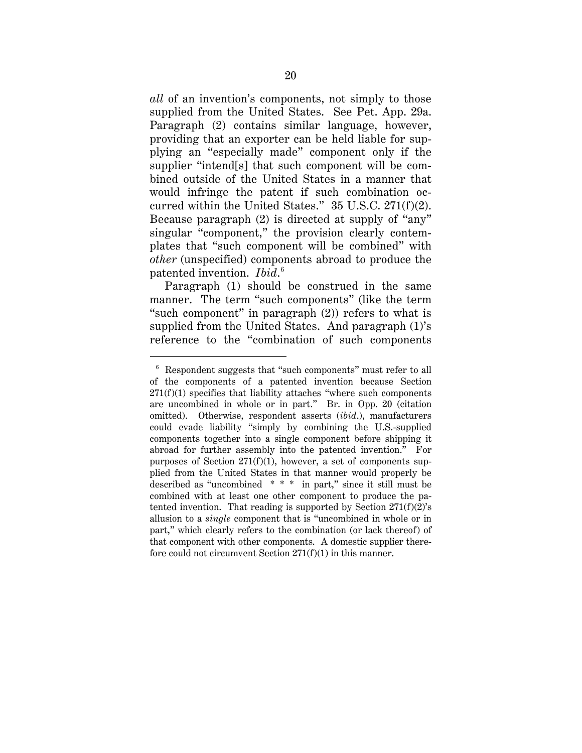*all* of an invention's components, not simply to those supplied from the United States. See Pet. App. 29a. Paragraph (2) contains similar language, however, providing that an exporter can be held liable for supplying an "especially made" component only if the supplier "intend[s] that such component will be combined outside of the United States in a manner that would infringe the patent if such combination occurred within the United States." 35 U.S.C. 271(f)(2). Because paragraph (2) is directed at supply of "any" singular "component," the provision clearly contemplates that "such component will be combined" with *other* (unspecified) components abroad to produce the patented invention. *Ibid*.[6]

Paragraph (1) should be construed in the same manner. The term "such components" (like the term "such component" in paragraph (2)) refers to what is supplied from the United States. And paragraph (1)'s reference to the "combination of such components

---

[6] Respondent suggests that "such components" must refer to all of the components of a patented invention because Section 271(f)(1) specifies that liability attaches "where such components are uncombined in whole or in part." Br. in Opp. 20 (citation omitted). Otherwise, respondent asserts (*ibid*.), manufacturers could evade liability "simply by combining the U.S.-supplied components together into a single component before shipping it abroad for further assembly into the patented invention." For purposes of Section 271(f)(1), however, a set of components supplied from the United States in that manner would properly be described as "uncombined * * * in part," since it still must be combined with at least one other component to produce the patented invention. That reading is supported by Section 271(f)(2)'s allusion to a *single* component that is "uncombined in whole or in part," which clearly refers to the combination (or lack thereof) of that component with other components. A domestic supplier therefore could not circumvent Section 271(f)(1) in this manner.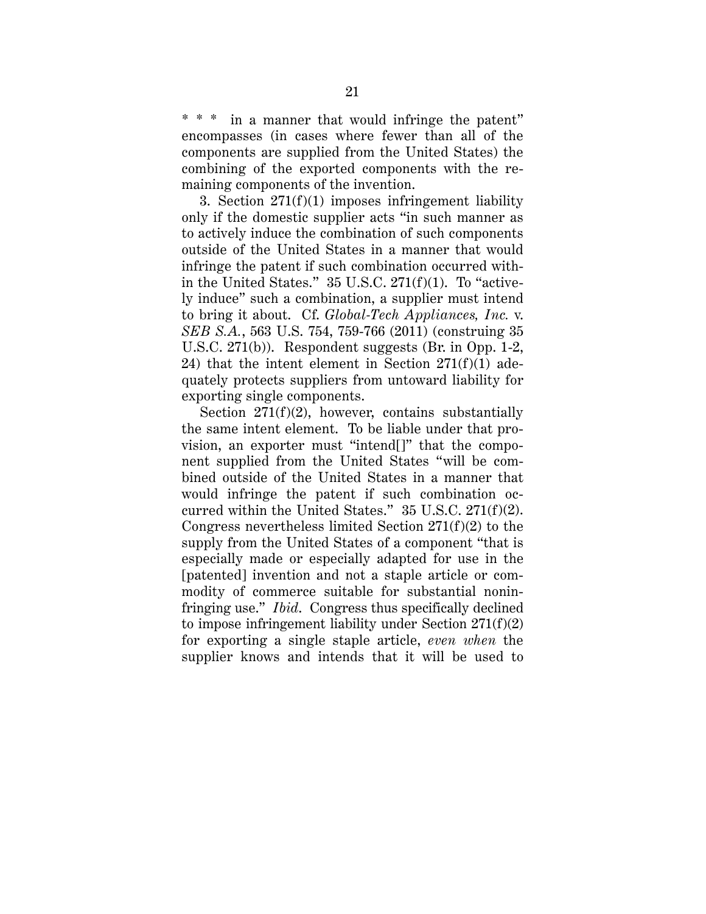* * * in a manner that would infringe the patent" encompasses (in cases where fewer than all of the components are supplied from the United States) the combining of the exported components with the remaining components of the invention.

3. Section 271(f)(1) imposes infringement liability only if the domestic supplier acts "in such manner as to actively induce the combination of such components outside of the United States in a manner that would infringe the patent if such combination occurred within the United States." 35 U.S.C. 271(f)(1). To "actively induce" such a combination, a supplier must intend to bring it about. Cf. *Global-Tech Appliances, Inc.* v. *SEB S.A.*, 563 U.S. 754, 759-766 (2011) (construing 35 U.S.C. 271(b)). Respondent suggests (Br. in Opp. 1-2, 24) that the intent element in Section 271(f)(1) adequately protects suppliers from untoward liability for exporting single components.

Section 271(f)(2), however, contains substantially the same intent element. To be liable under that provision, an exporter must "intend[]" that the component supplied from the United States "will be combined outside of the United States in a manner that would infringe the patent if such combination occurred within the United States." 35 U.S.C. 271(f)(2). Congress nevertheless limited Section 271(f)(2) to the supply from the United States of a component "that is especially made or especially adapted for use in the [patented] invention and not a staple article or commodity of commerce suitable for substantial noninfringing use." *Ibid.* Congress thus specifically declined to impose infringement liability under Section 271(f)(2) for exporting a single staple article, *even when* the supplier knows and intends that it will be used to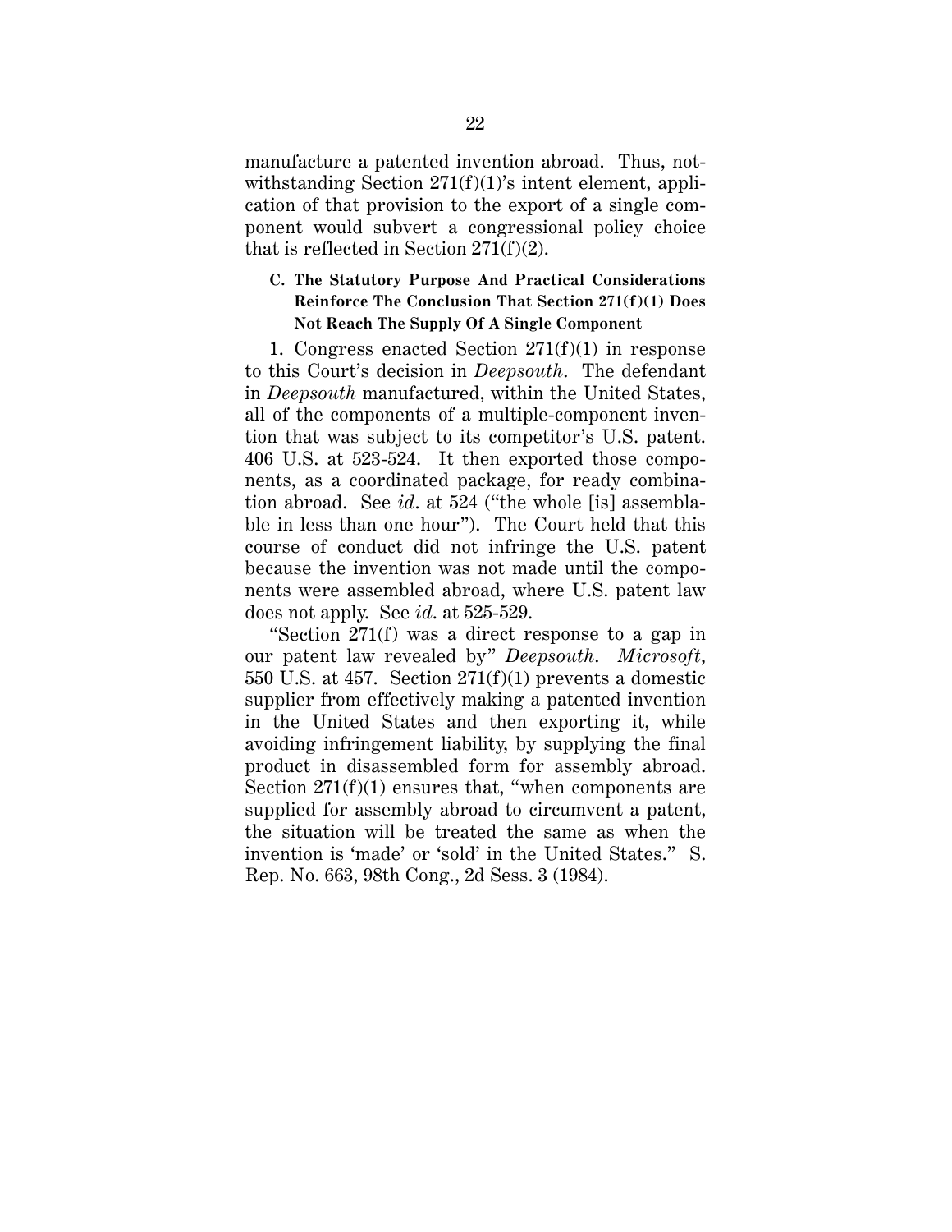manufacture a patented invention abroad. Thus, notwithstanding Section 271(f)(1)'s intent element, application of that provision to the export of a single component would subvert a congressional policy choice that is reflected in Section 271(f)(2).

### C. The Statutory Purpose And Practical Considerations Reinforce The Conclusion That Section 271(f)(1) Does Not Reach The Supply Of A Single Component

1. Congress enacted Section 271(f)(1) in response to this Court's decision in *Deepsouth*. The defendant in *Deepsouth* manufactured, within the United States, all of the components of a multiple-component invention that was subject to its competitor's U.S. patent. 406 U.S. at 523-524. It then exported those components, as a coordinated package, for ready combination abroad. See *id*. at 524 ("the whole [is] assemblable in less than one hour"). The Court held that this course of conduct did not infringe the U.S. patent because the invention was not made until the components were assembled abroad, where U.S. patent law does not apply. See *id*. at 525-529.

"Section 271(f) was a direct response to a gap in our patent law revealed by" *Deepsouth*. *Microsoft*, 550 U.S. at 457. Section 271(f)(1) prevents a domestic supplier from effectively making a patented invention in the United States and then exporting it, while avoiding infringement liability, by supplying the final product in disassembled form for assembly abroad. Section 271(f)(1) ensures that, "when components are supplied for assembly abroad to circumvent a patent, the situation will be treated the same as when the invention is 'made' or 'sold' in the United States." S. Rep. No. 663, 98th Cong., 2d Sess. 3 (1984).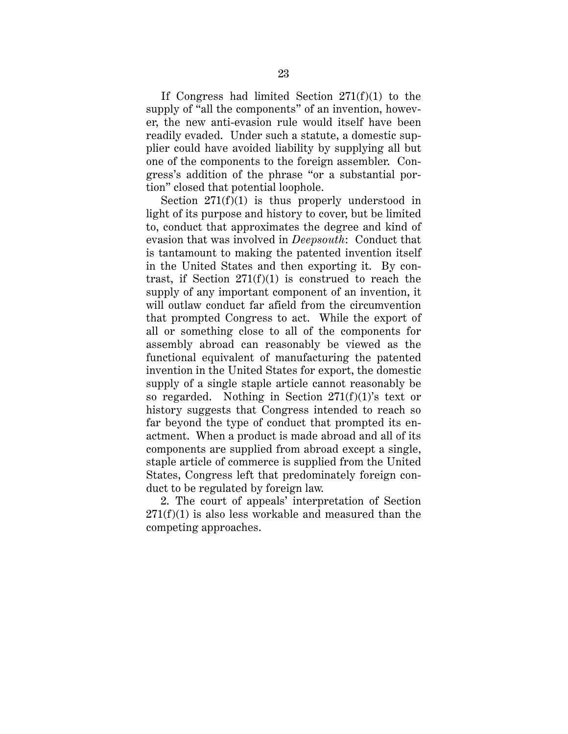If Congress had limited Section 271(f)(1) to the supply of "all the components" of an invention, however, the new anti-evasion rule would itself have been readily evaded. Under such a statute, a domestic supplier could have avoided liability by supplying all but one of the components to the foreign assembler. Congress's addition of the phrase "or a substantial portion" closed that potential loophole.

Section 271(f)(1) is thus properly understood in light of its purpose and history to cover, but be limited to, conduct that approximates the degree and kind of evasion that was involved in *Deepsouth*: Conduct that is tantamount to making the patented invention itself in the United States and then exporting it. By contrast, if Section 271(f)(1) is construed to reach the supply of any important component of an invention, it will outlaw conduct far afield from the circumvention that prompted Congress to act. While the export of all or something close to all of the components for assembly abroad can reasonably be viewed as the functional equivalent of manufacturing the patented invention in the United States for export, the domestic supply of a single staple article cannot reasonably be so regarded. Nothing in Section 271(f)(1)'s text or history suggests that Congress intended to reach so far beyond the type of conduct that prompted its enactment. When a product is made abroad and all of its components are supplied from abroad except a single, staple article of commerce is supplied from the United States, Congress left that predominately foreign conduct to be regulated by foreign law.

2. The court of appeals' interpretation of Section 271(f)(1) is also less workable and measured than the competing approaches.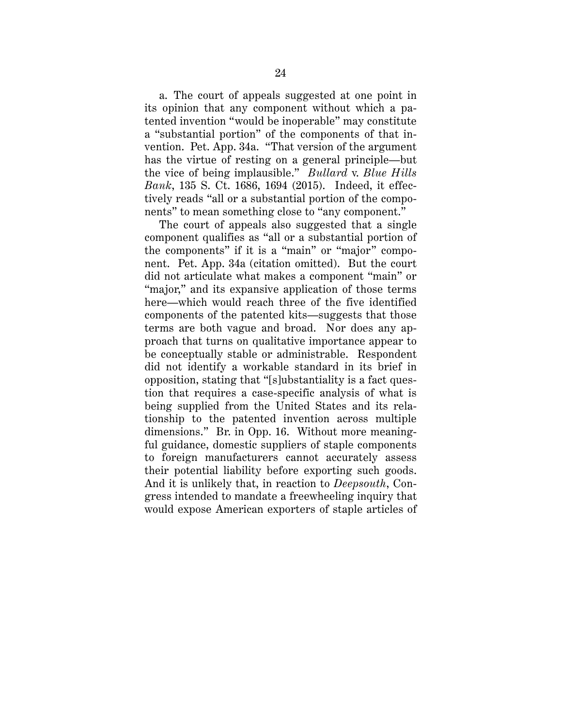a. The court of appeals suggested at one point in its opinion that any component without which a patented invention "would be inoperable" may constitute a "substantial portion" of the components of that invention. Pet. App. 34a. "That version of the argument has the virtue of resting on a general principle—but the vice of being implausible." *Bullard* v. *Blue Hills Bank*, 135 S. Ct. 1686, 1694 (2015). Indeed, it effectively reads "all or a substantial portion of the components" to mean something close to "any component."

The court of appeals also suggested that a single component qualifies as "all or a substantial portion of the components" if it is a "main" or "major" component. Pet. App. 34a (citation omitted). But the court did not articulate what makes a component "main" or "major," and its expansive application of those terms here—which would reach three of the five identified components of the patented kits—suggests that those terms are both vague and broad. Nor does any approach that turns on qualitative importance appear to be conceptually stable or administrable. Respondent did not identify a workable standard in its brief in opposition, stating that "[s]ubstantiality is a fact question that requires a case-specific analysis of what is being supplied from the United States and its relationship to the patented invention across multiple dimensions." Br. in Opp. 16. Without more meaningful guidance, domestic suppliers of staple components to foreign manufacturers cannot accurately assess their potential liability before exporting such goods. And it is unlikely that, in reaction to *Deepsouth*, Congress intended to mandate a freewheeling inquiry that would expose American exporters of staple articles of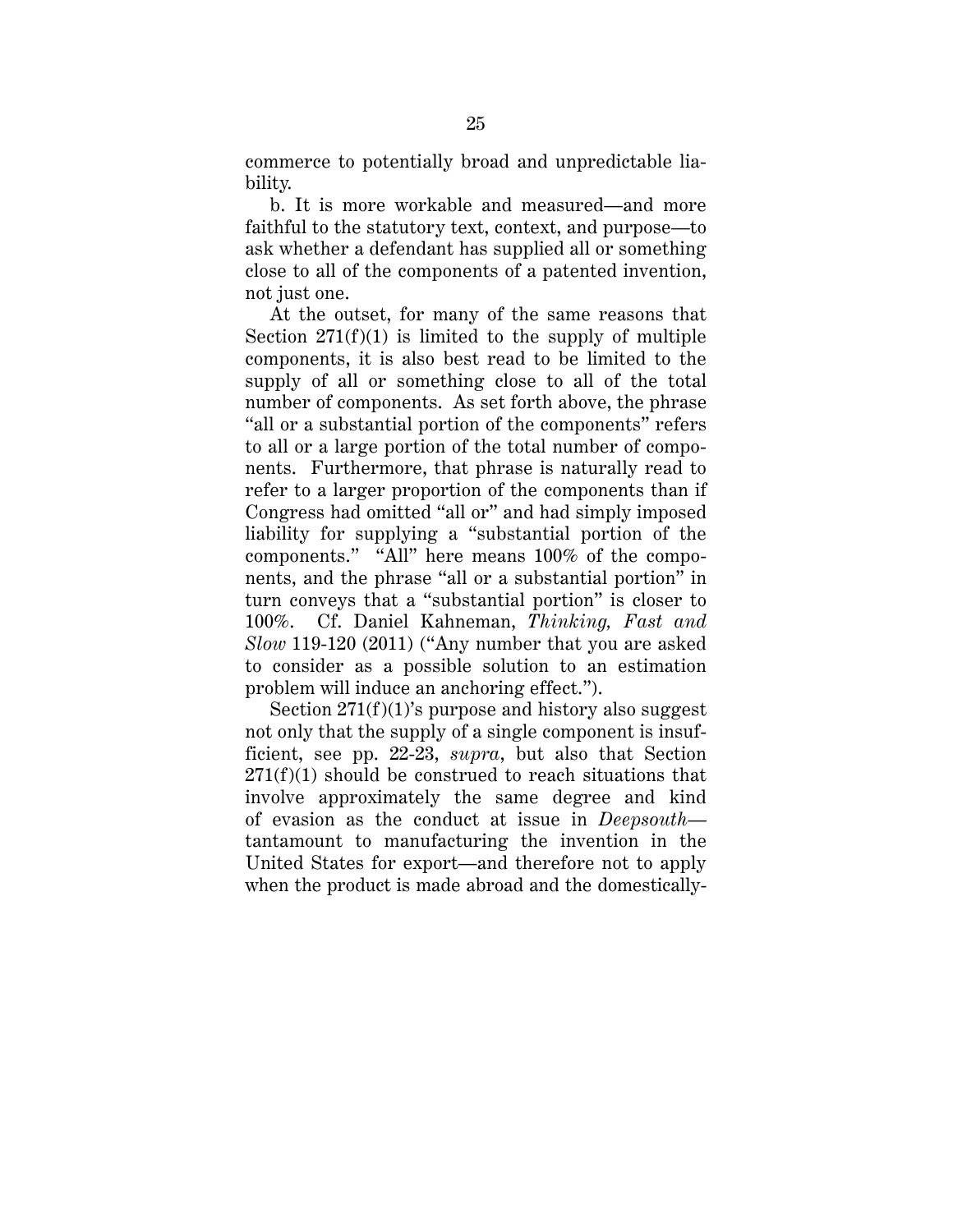commerce to potentially broad and unpredictable liability.

b. It is more workable and measured—and more faithful to the statutory text, context, and purpose—to ask whether a defendant has supplied all or something close to all of the components of a patented invention, not just one.

At the outset, for many of the same reasons that Section 271(f)(1) is limited to the supply of multiple components, it is also best read to be limited to the supply of all or something close to all of the total number of components. As set forth above, the phrase "all or a substantial portion of the components" refers to all or a large portion of the total number of components. Furthermore, that phrase is naturally read to refer to a larger proportion of the components than if Congress had omitted "all or" and had simply imposed liability for supplying a "substantial portion of the components." "All" here means 100% of the components, and the phrase "all or a substantial portion" in turn conveys that a "substantial portion" is closer to 100%. Cf. Daniel Kahneman, *Thinking, Fast and Slow* 119-120 (2011) ("Any number that you are asked to consider as a possible solution to an estimation problem will induce an anchoring effect.").

Section 271(f)(1)'s purpose and history also suggest not only that the supply of a single component is insufficient, see pp. 22-23, *supra*, but also that Section 271(f)(1) should be construed to reach situations that involve approximately the same degree and kind of evasion as the conduct at issue in *Deepsouth*—tantamount to manufacturing the invention in the United States for export—and therefore not to apply when the product is made abroad and the domestically-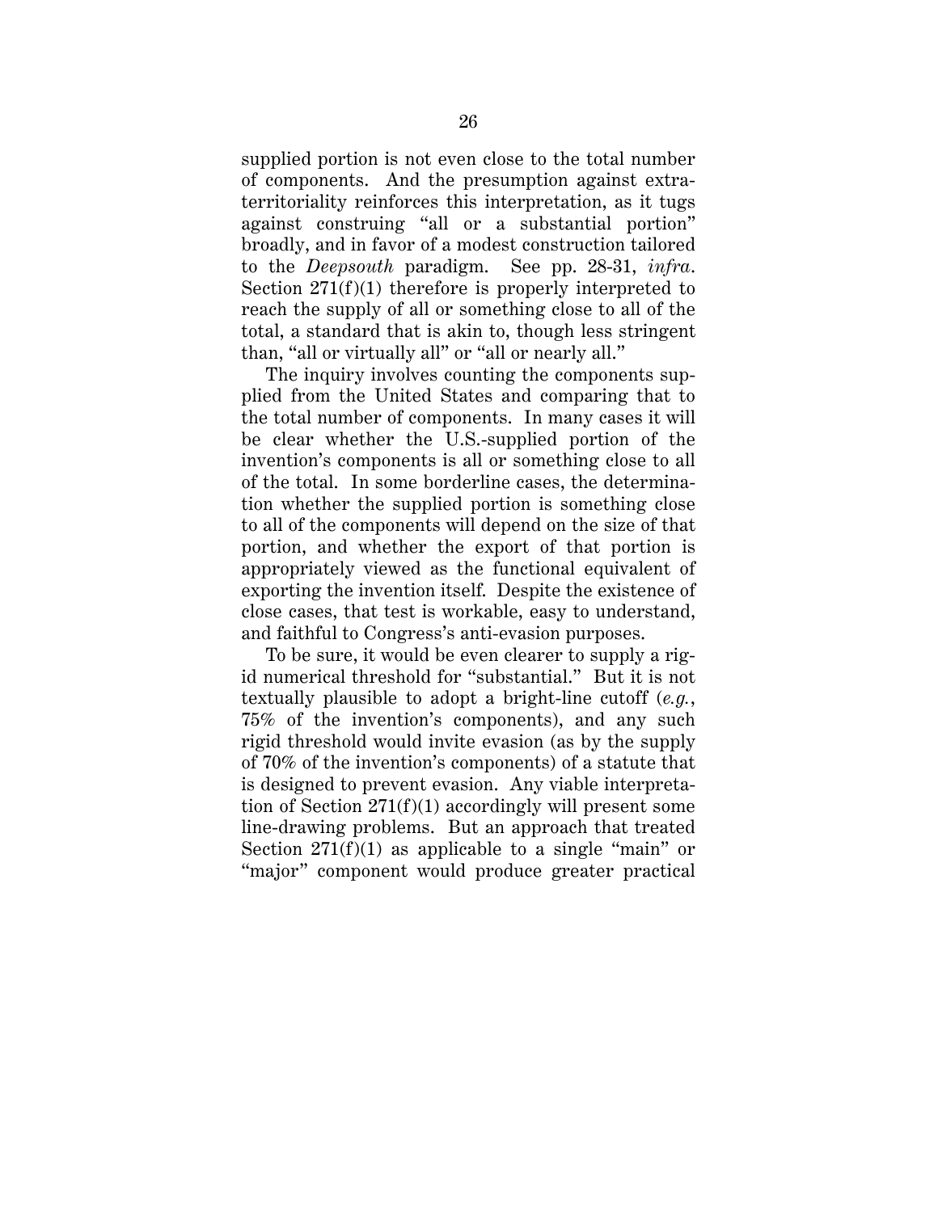supplied portion is not even close to the total number of components. And the presumption against extraterritoriality reinforces this interpretation, as it tugs against construing "all or a substantial portion" broadly, and in favor of a modest construction tailored to the *Deepsouth* paradigm. See pp. 28-31, *infra*. Section 271(f)(1) therefore is properly interpreted to reach the supply of all or something close to all of the total, a standard that is akin to, though less stringent than, "all or virtually all" or "all or nearly all."

The inquiry involves counting the components supplied from the United States and comparing that to the total number of components. In many cases it will be clear whether the U.S.-supplied portion of the invention's components is all or something close to all of the total. In some borderline cases, the determination whether the supplied portion is something close to all of the components will depend on the size of that portion, and whether the export of that portion is appropriately viewed as the functional equivalent of exporting the invention itself. Despite the existence of close cases, that test is workable, easy to understand, and faithful to Congress's anti-evasion purposes.

To be sure, it would be even clearer to supply a rigid numerical threshold for "substantial." But it is not textually plausible to adopt a bright-line cutoff (*e.g.*, 75% of the invention's components), and any such rigid threshold would invite evasion (as by the supply of 70% of the invention's components) of a statute that is designed to prevent evasion. Any viable interpretation of Section 271(f)(1) accordingly will present some line-drawing problems. But an approach that treated Section 271(f)(1) as applicable to a single "main" or "major" component would produce greater practical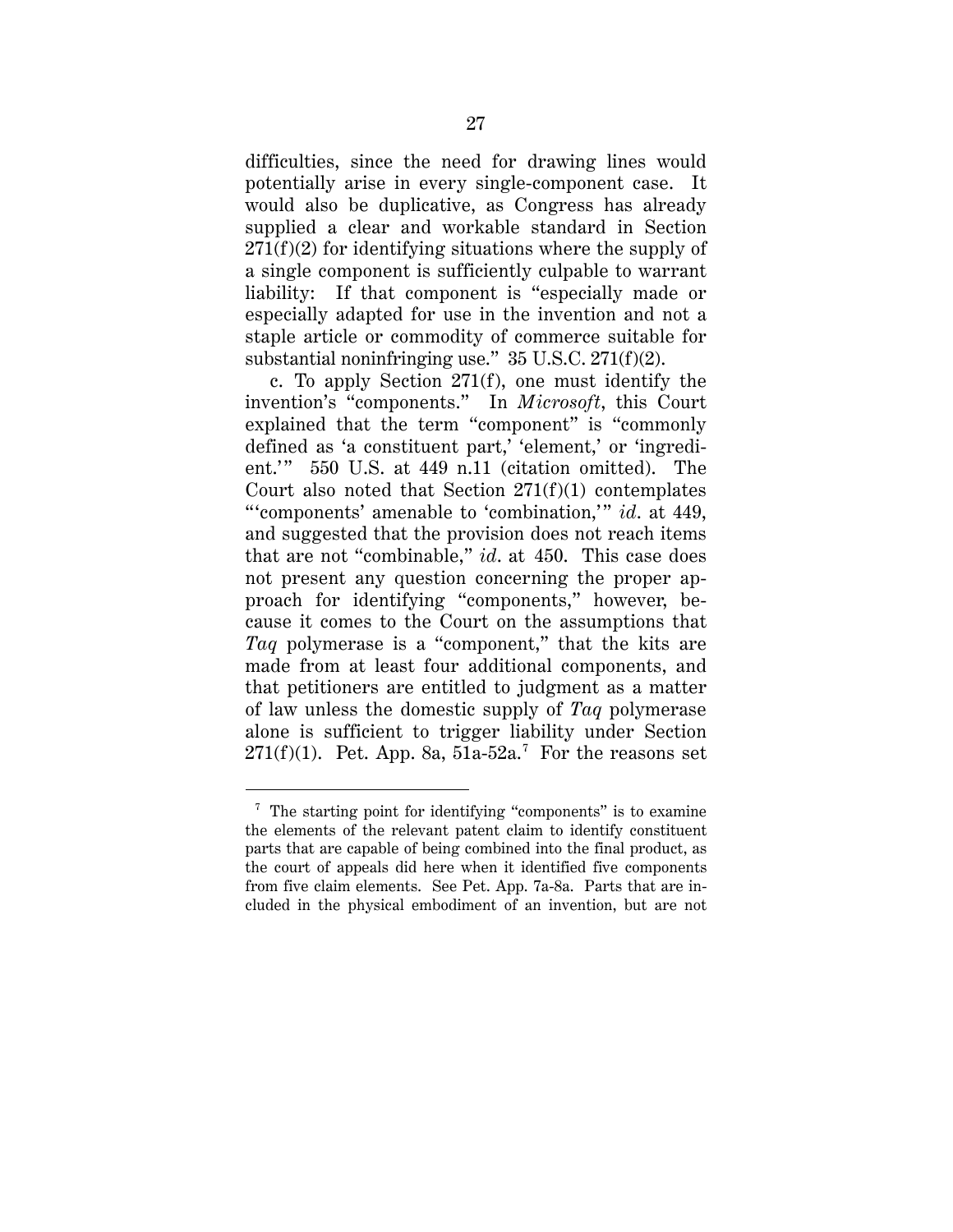difficulties, since the need for drawing lines would potentially arise in every single-component case. It would also be duplicative, as Congress has already supplied a clear and workable standard in Section 271(f)(2) for identifying situations where the supply of a single component is sufficiently culpable to warrant liability: If that component is "especially made or especially adapted for use in the invention and not a staple article or commodity of commerce suitable for substantial noninfringing use." 35 U.S.C. 271(f)(2).

c. To apply Section 271(f), one must identify the invention's "components." In *Microsoft*, this Court explained that the term "component" is "commonly defined as 'a constituent part,' 'element,' or 'ingredient.'" 550 U.S. at 449 n.11 (citation omitted). The Court also noted that Section 271(f)(1) contemplates "'components' amenable to 'combination,'" *id.* at 449, and suggested that the provision does not reach items that are not "combinable," *id.* at 450. This case does not present any question concerning the proper approach for identifying "components," however, because it comes to the Court on the assumptions that *Taq* polymerase is a "component," that the kits are made from at least four additional components, and that petitioners are entitled to judgment as a matter of law unless the domestic supply of *Taq* polymerase alone is sufficient to trigger liability under Section 271(f)(1). Pet. App. 8a, 51a-52a.[7] For the reasons set

---

[7] The starting point for identifying "components" is to examine the elements of the relevant patent claim to identify constituent parts that are capable of being combined into the final product, as the court of appeals did here when it identified five components from five claim elements. See Pet. App. 7a-8a. Parts that are included in the physical embodiment of an invention, but are not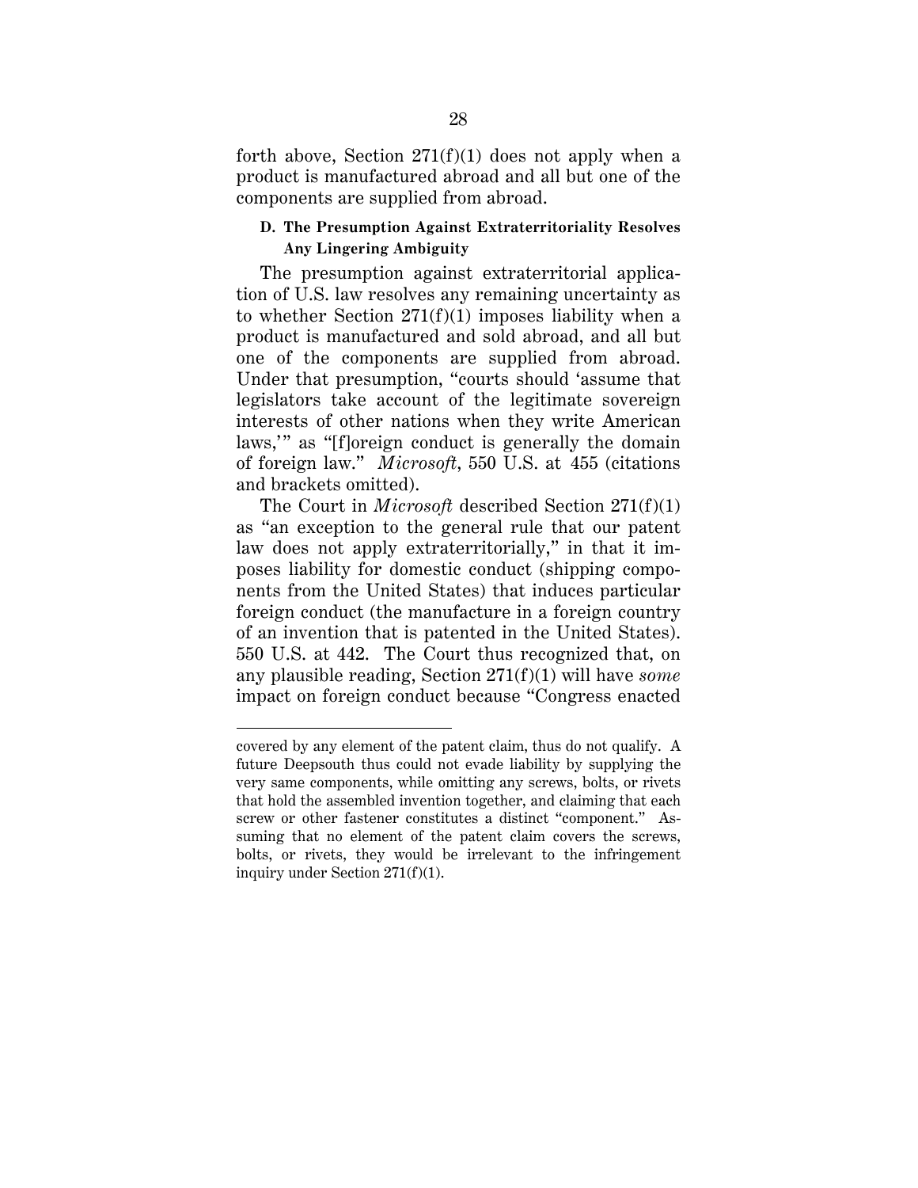forth above, Section 271(f)(1) does not apply when a product is manufactured abroad and all but one of the components are supplied from abroad.

### D. The Presumption Against Extraterritoriality Resolves Any Lingering Ambiguity

The presumption against extraterritorial application of U.S. law resolves any remaining uncertainty as to whether Section 271(f)(1) imposes liability when a product is manufactured and sold abroad, and all but one of the components are supplied from abroad. Under that presumption, "courts should 'assume that legislators take account of the legitimate sovereign interests of other nations when they write American laws,'" as "[f]oreign conduct is generally the domain of foreign law." *Microsoft*, 550 U.S. at 455 (citations and brackets omitted).

The Court in *Microsoft* described Section 271(f)(1) as "an exception to the general rule that our patent law does not apply extraterritorially," in that it imposes liability for domestic conduct (shipping components from the United States) that induces particular foreign conduct (the manufacture in a foreign country of an invention that is patented in the United States). 550 U.S. at 442. The Court thus recognized that, on any plausible reading, Section 271(f)(1) will have *some* impact on foreign conduct because "Congress enacted

---

covered by any element of the patent claim, thus do not qualify. A future Deepsouth thus could not evade liability by supplying the very same components, while omitting any screws, bolts, or rivets that hold the assembled invention together, and claiming that each screw or other fastener constitutes a distinct "component." Assuming that no element of the patent claim covers the screws, bolts, or rivets, they would be irrelevant to the infringement inquiry under Section 271(f)(1).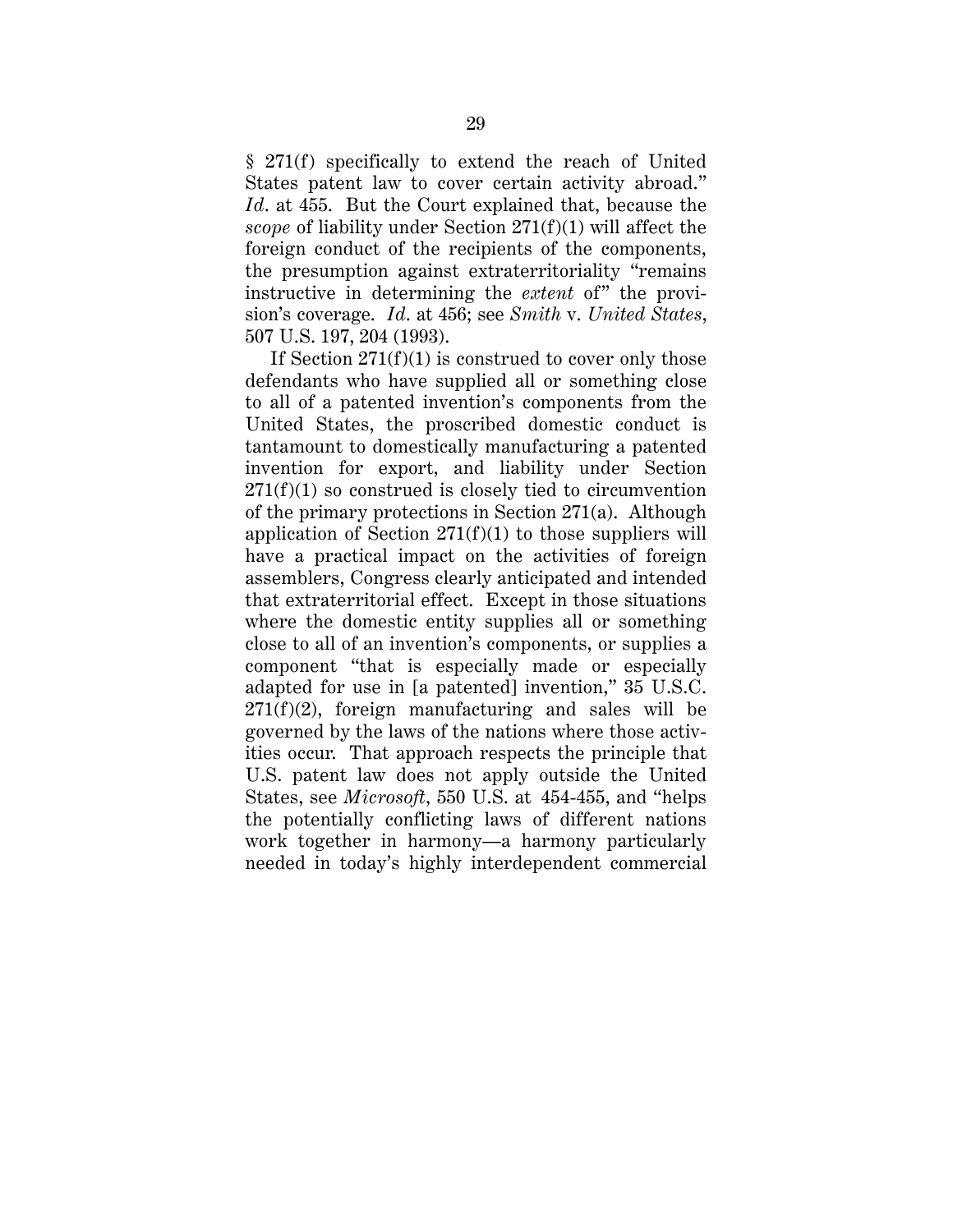§ 271(f) specifically to extend the reach of United States patent law to cover certain activity abroad." *Id*. at 455. But the Court explained that, because the *scope* of liability under Section 271(f)(1) will affect the foreign conduct of the recipients of the components, the presumption against extraterritoriality "remains instructive in determining the *extent* of" the provision's coverage. *Id*. at 456; see *Smith* v. *United States*, 507 U.S. 197, 204 (1993).

If Section 271(f)(1) is construed to cover only those defendants who have supplied all or something close to all of a patented invention's components from the United States, the proscribed domestic conduct is tantamount to domestically manufacturing a patented invention for export, and liability under Section 271(f)(1) so construed is closely tied to circumvention of the primary protections in Section 271(a). Although application of Section 271(f)(1) to those suppliers will have a practical impact on the activities of foreign assemblers, Congress clearly anticipated and intended that extraterritorial effect. Except in those situations where the domestic entity supplies all or something close to all of an invention's components, or supplies a component "that is especially made or especially adapted for use in [a patented] invention," 35 U.S.C. 271(f)(2), foreign manufacturing and sales will be governed by the laws of the nations where those activities occur. That approach respects the principle that U.S. patent law does not apply outside the United States, see *Microsoft*, 550 U.S. at 454-455, and "helps the potentially conflicting laws of different nations work together in harmony—a harmony particularly needed in today's highly interdependent commercial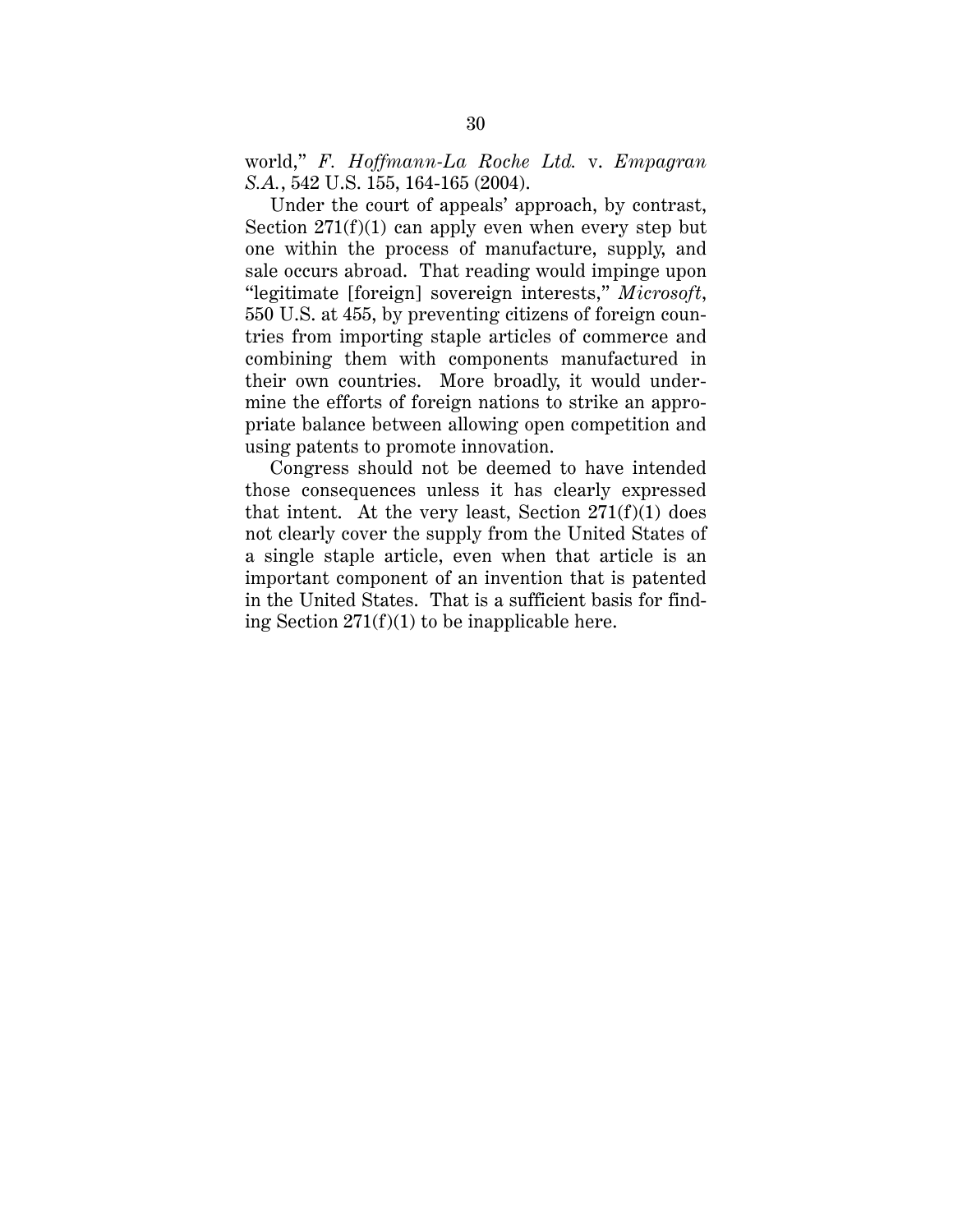world," *F. Hoffmann-La Roche Ltd.* v. *Empagran S.A.*, 542 U.S. 155, 164-165 (2004).

Under the court of appeals' approach, by contrast, Section 271(f)(1) can apply even when every step but one within the process of manufacture, supply, and sale occurs abroad. That reading would impinge upon "legitimate [foreign] sovereign interests," *Microsoft*, 550 U.S. at 455, by preventing citizens of foreign countries from importing staple articles of commerce and combining them with components manufactured in their own countries. More broadly, it would undermine the efforts of foreign nations to strike an appropriate balance between allowing open competition and using patents to promote innovation.

Congress should not be deemed to have intended those consequences unless it has clearly expressed that intent. At the very least, Section 271(f)(1) does not clearly cover the supply from the United States of a single staple article, even when that article is an important component of an invention that is patented in the United States. That is a sufficient basis for finding Section 271(f)(1) to be inapplicable here.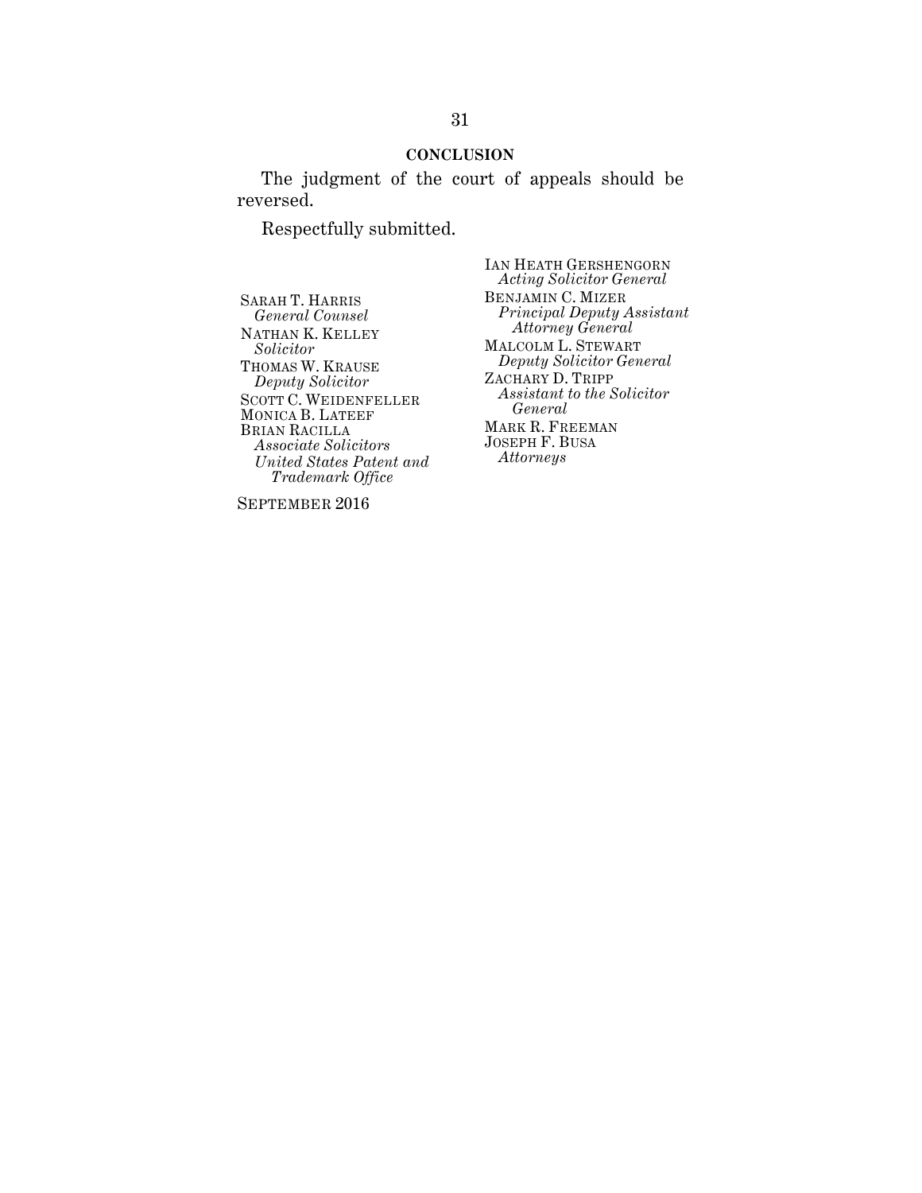## CONCLUSION

The judgment of the court of appeals should be reversed.

Respectfully submitted.

IAN HEATH GERSHENGORN
*Acting Solicitor General*
BENJAMIN C. MIZER
*Principal Deputy Assistant Attorney General*
MALCOLM L. STEWART
*Deputy Solicitor General*
ZACHARY D. TRIPP
*Assistant to the Solicitor General*
MARK R. FREEMAN
JOSEPH F. BUSA
*Attorneys*

SARAH T. HARRIS
*General Counsel*
NATHAN K. KELLEY
*Solicitor*
THOMAS W. KRAUSE
*Deputy Solicitor*
SCOTT C. WEIDENFELLER
MONICA B. LATEEF
BRIAN RACILLA
*Associate Solicitors*
*United States Patent and Trademark Office*

SEPTEMBER 2016